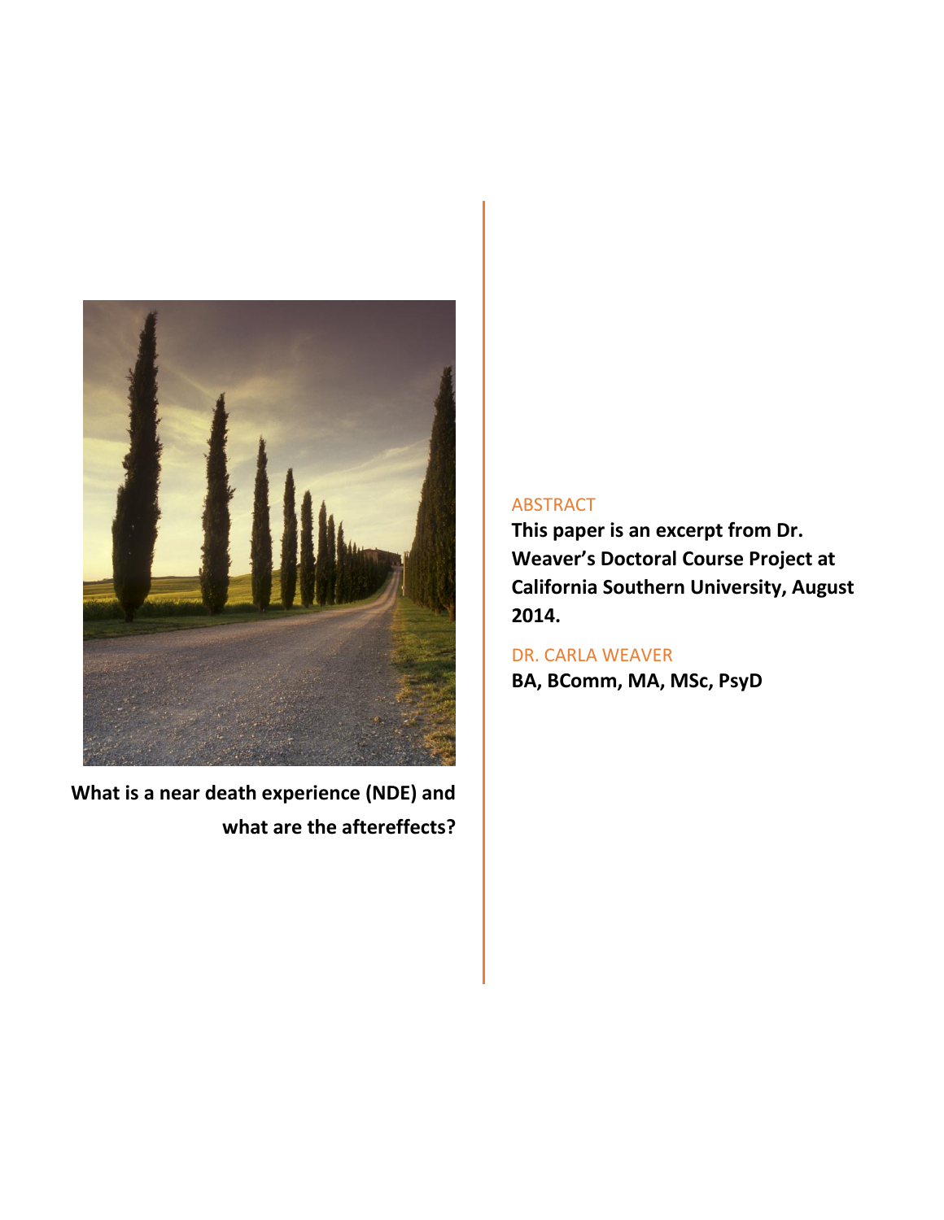# What is a near death experience (NDE) and what are the aftereffects?

## ABSTRACT

**This paper is an excerpt from Dr. Weaver's Doctoral Course Project at California Southern University, August 2014.**

DR. CARLA WEAVER

**BA, BComm, MA, MSc, PsyD**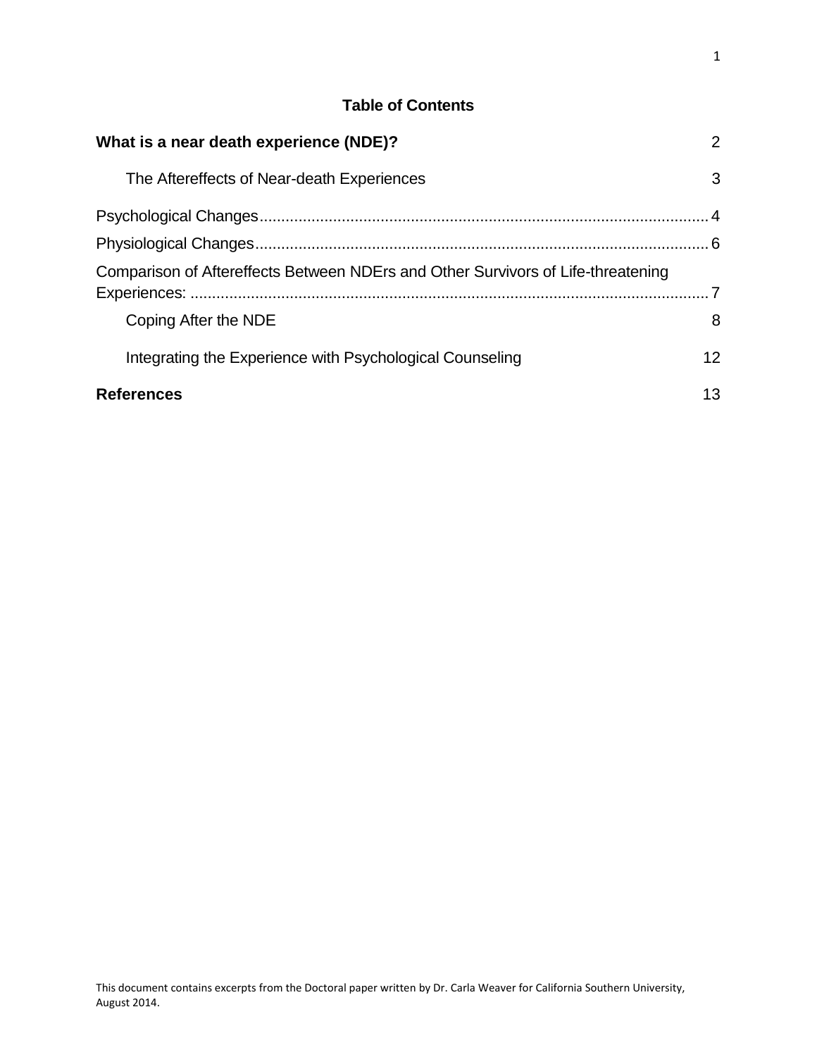**Table of Contents**

| | |
|---|---|
| **What is a near death experience (NDE)?** | 2 |
| The Aftereffects of Near-death Experiences | 3 |
| Psychological Changes | 4 |
| Physiological Changes | 6 |
| Comparison of Aftereffects Between NDErs and Other Survivors of Life-threatening Experiences: | 7 |
| Coping After the NDE | 8 |
| Integrating the Experience with Psychological Counseling | 12 |
| **References** | 13 |

This document contains excerpts from the Doctoral paper written by Dr. Carla Weaver for California Southern University, August 2014.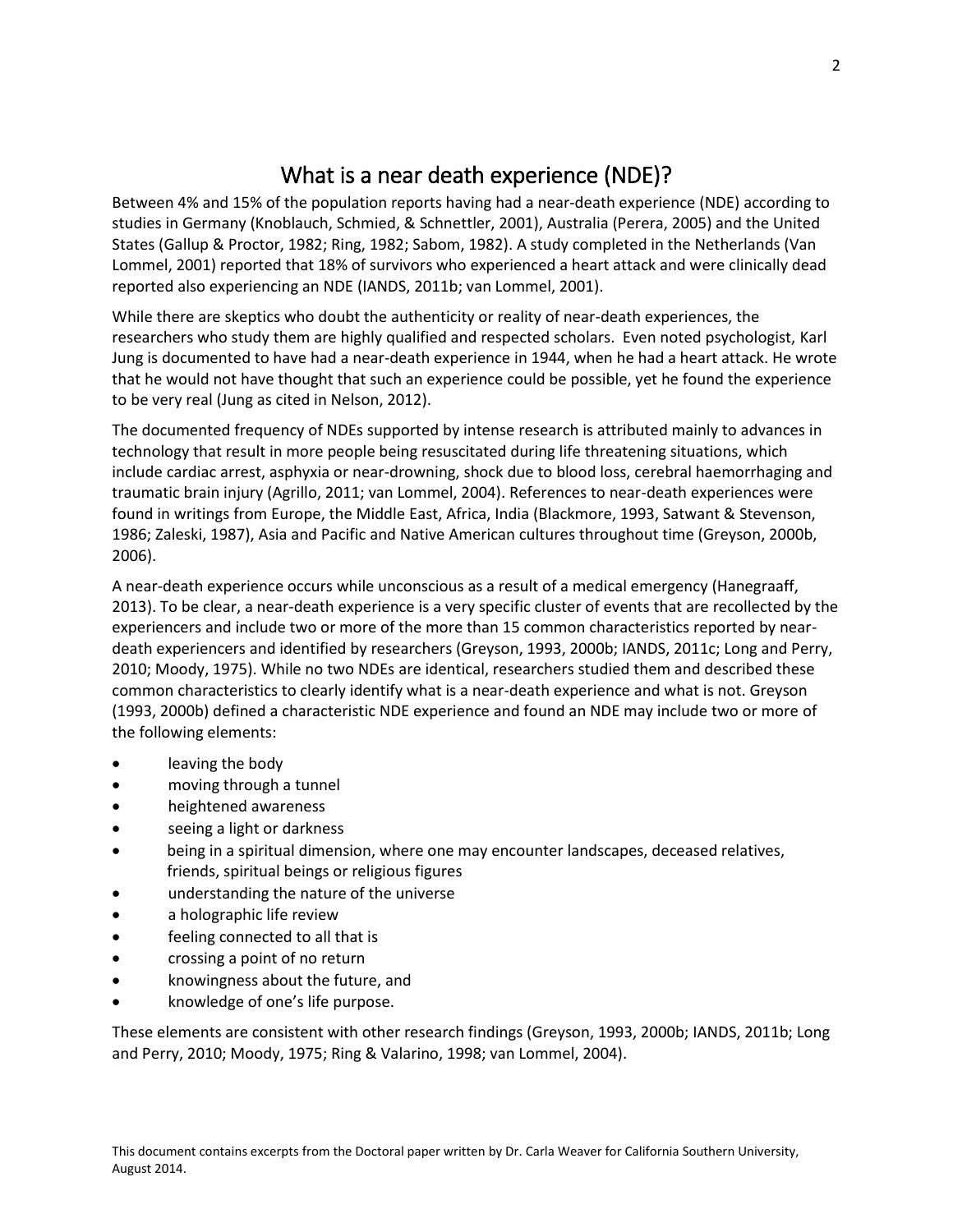# What is a near death experience (NDE)?

Between 4% and 15% of the population reports having had a near-death experience (NDE) according to studies in Germany (Knoblauch, Schmied, & Schnettler, 2001), Australia (Perera, 2005) and the United States (Gallup & Proctor, 1982; Ring, 1982; Sabom, 1982). A study completed in the Netherlands (Van Lommel, 2001) reported that 18% of survivors who experienced a heart attack and were clinically dead reported also experiencing an NDE (IANDS, 2011b; van Lommel, 2001).

While there are skeptics who doubt the authenticity or reality of near-death experiences, the researchers who study them are highly qualified and respected scholars. Even noted psychologist, Karl Jung is documented to have had a near-death experience in 1944, when he had a heart attack. He wrote that he would not have thought that such an experience could be possible, yet he found the experience to be very real (Jung as cited in Nelson, 2012).

The documented frequency of NDEs supported by intense research is attributed mainly to advances in technology that result in more people being resuscitated during life threatening situations, which include cardiac arrest, asphyxia or near-drowning, shock due to blood loss, cerebral haemorrhaging and traumatic brain injury (Agrillo, 2011; van Lommel, 2004). References to near-death experiences were found in writings from Europe, the Middle East, Africa, India (Blackmore, 1993, Satwant & Stevenson, 1986; Zaleski, 1987), Asia and Pacific and Native American cultures throughout time (Greyson, 2000b, 2006).

A near-death experience occurs while unconscious as a result of a medical emergency (Hanegraaff, 2013). To be clear, a near-death experience is a very specific cluster of events that are recollected by the experiencers and include two or more of the more than 15 common characteristics reported by near-death experiencers and identified by researchers (Greyson, 1993, 2000b; IANDS, 2011c; Long and Perry, 2010; Moody, 1975). While no two NDEs are identical, researchers studied them and described these common characteristics to clearly identify what is a near-death experience and what is not. Greyson (1993, 2000b) defined a characteristic NDE experience and found an NDE may include two or more of the following elements:

- leaving the body
- moving through a tunnel
- heightened awareness
- seeing a light or darkness
- being in a spiritual dimension, where one may encounter landscapes, deceased relatives, friends, spiritual beings or religious figures
- understanding the nature of the universe
- a holographic life review
- feeling connected to all that is
- crossing a point of no return
- knowingness about the future, and
- knowledge of one's life purpose.

These elements are consistent with other research findings (Greyson, 1993, 2000b; IANDS, 2011b; Long and Perry, 2010; Moody, 1975; Ring & Valarino, 1998; van Lommel, 2004).

This document contains excerpts from the Doctoral paper written by Dr. Carla Weaver for California Southern University, August 2014.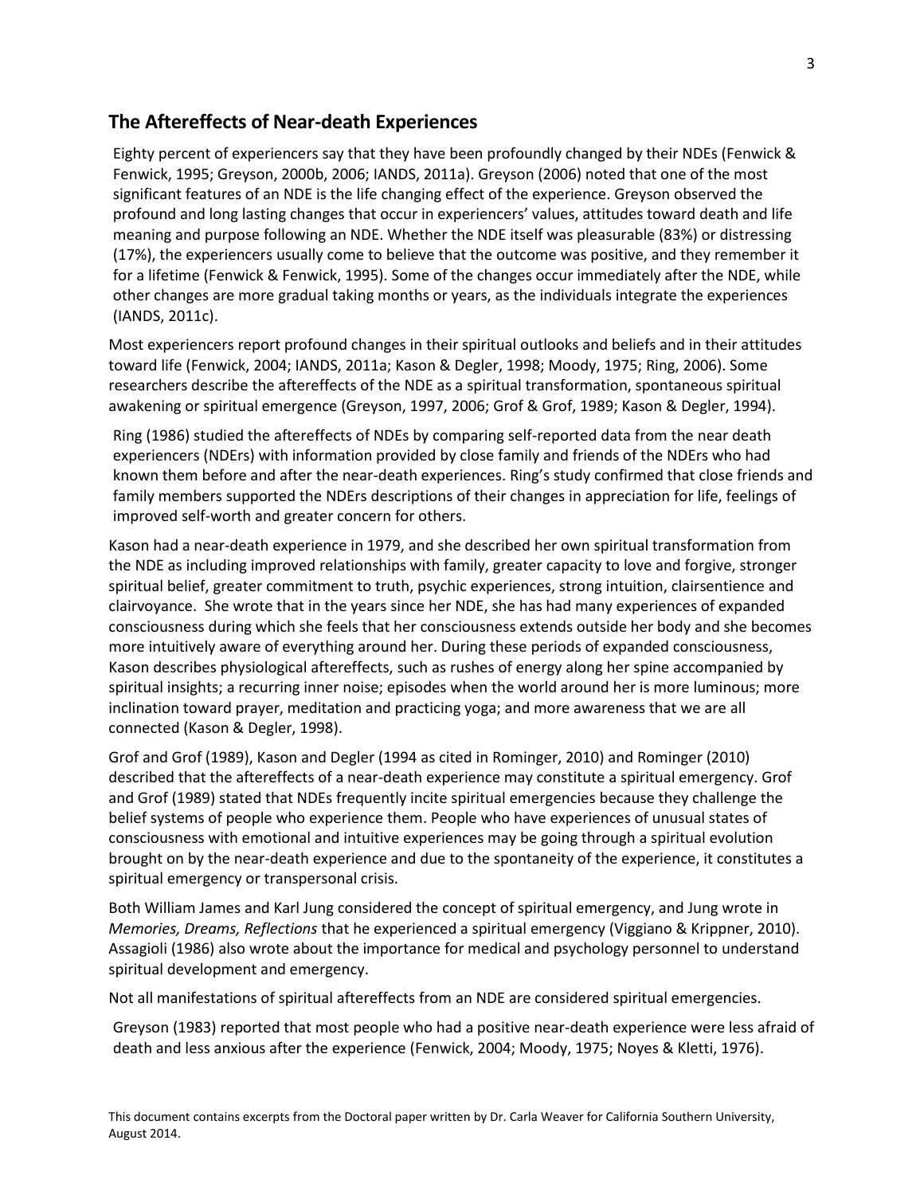## The Aftereffects of Near-death Experiences

Eighty percent of experiencers say that they have been profoundly changed by their NDEs (Fenwick & Fenwick, 1995; Greyson, 2000b, 2006; IANDS, 2011a). Greyson (2006) noted that one of the most significant features of an NDE is the life changing effect of the experience. Greyson observed the profound and long lasting changes that occur in experiencers' values, attitudes toward death and life meaning and purpose following an NDE. Whether the NDE itself was pleasurable (83%) or distressing (17%), the experiencers usually come to believe that the outcome was positive, and they remember it for a lifetime (Fenwick & Fenwick, 1995). Some of the changes occur immediately after the NDE, while other changes are more gradual taking months or years, as the individuals integrate the experiences (IANDS, 2011c).

Most experiencers report profound changes in their spiritual outlooks and beliefs and in their attitudes toward life (Fenwick, 2004; IANDS, 2011a; Kason & Degler, 1998; Moody, 1975; Ring, 2006). Some researchers describe the aftereffects of the NDE as a spiritual transformation, spontaneous spiritual awakening or spiritual emergence (Greyson, 1997, 2006; Grof & Grof, 1989; Kason & Degler, 1994).

Ring (1986) studied the aftereffects of NDEs by comparing self-reported data from the near death experiencers (NDErs) with information provided by close family and friends of the NDErs who had known them before and after the near-death experiences. Ring's study confirmed that close friends and family members supported the NDErs descriptions of their changes in appreciation for life, feelings of improved self-worth and greater concern for others.

Kason had a near-death experience in 1979, and she described her own spiritual transformation from the NDE as including improved relationships with family, greater capacity to love and forgive, stronger spiritual belief, greater commitment to truth, psychic experiences, strong intuition, clairsentience and clairvoyance. She wrote that in the years since her NDE, she has had many experiences of expanded consciousness during which she feels that her consciousness extends outside her body and she becomes more intuitively aware of everything around her. During these periods of expanded consciousness, Kason describes physiological aftereffects, such as rushes of energy along her spine accompanied by spiritual insights; a recurring inner noise; episodes when the world around her is more luminous; more inclination toward prayer, meditation and practicing yoga; and more awareness that we are all connected (Kason & Degler, 1998).

Grof and Grof (1989), Kason and Degler (1994 as cited in Rominger, 2010) and Rominger (2010) described that the aftereffects of a near-death experience may constitute a spiritual emergency. Grof and Grof (1989) stated that NDEs frequently incite spiritual emergencies because they challenge the belief systems of people who experience them. People who have experiences of unusual states of consciousness with emotional and intuitive experiences may be going through a spiritual evolution brought on by the near-death experience and due to the spontaneity of the experience, it constitutes a spiritual emergency or transpersonal crisis.

Both William James and Karl Jung considered the concept of spiritual emergency, and Jung wrote in *Memories, Dreams, Reflections* that he experienced a spiritual emergency (Viggiano & Krippner, 2010). Assagioli (1986) also wrote about the importance for medical and psychology personnel to understand spiritual development and emergency.

Not all manifestations of spiritual aftereffects from an NDE are considered spiritual emergencies.

Greyson (1983) reported that most people who had a positive near-death experience were less afraid of death and less anxious after the experience (Fenwick, 2004; Moody, 1975; Noyes & Kletti, 1976).

This document contains excerpts from the Doctoral paper written by Dr. Carla Weaver for California Southern University, August 2014.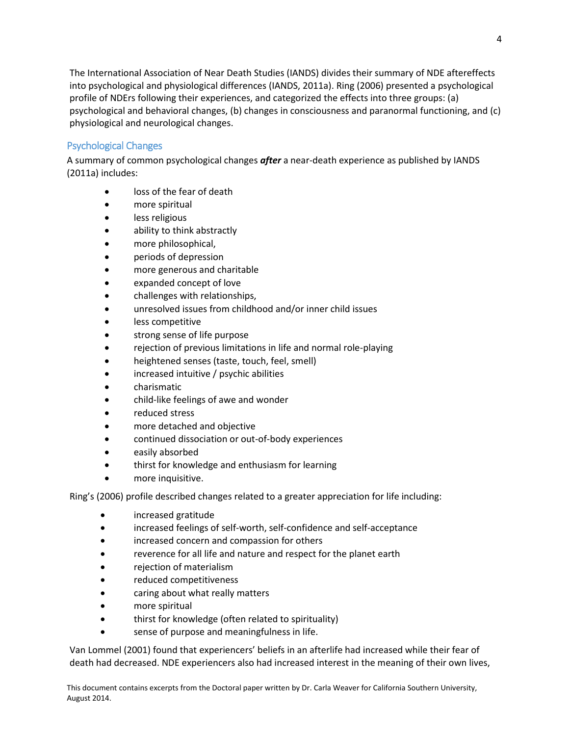The International Association of Near Death Studies (IANDS) divides their summary of NDE aftereffects into psychological and physiological differences (IANDS, 2011a). Ring (2006) presented a psychological profile of NDErs following their experiences, and categorized the effects into three groups: (a) psychological and behavioral changes, (b) changes in consciousness and paranormal functioning, and (c) physiological and neurological changes.

## Psychological Changes

A summary of common psychological changes ***after*** a near-death experience as published by IANDS (2011a) includes:

- loss of the fear of death
- more spiritual
- less religious
- ability to think abstractly
- more philosophical,
- periods of depression
- more generous and charitable
- expanded concept of love
- challenges with relationships,
- unresolved issues from childhood and/or inner child issues
- less competitive
- strong sense of life purpose
- rejection of previous limitations in life and normal role-playing
- heightened senses (taste, touch, feel, smell)
- increased intuitive / psychic abilities
- charismatic
- child-like feelings of awe and wonder
- reduced stress
- more detached and objective
- continued dissociation or out-of-body experiences
- easily absorbed
- thirst for knowledge and enthusiasm for learning
- more inquisitive.

Ring's (2006) profile described changes related to a greater appreciation for life including:

- increased gratitude
- increased feelings of self-worth, self-confidence and self-acceptance
- increased concern and compassion for others
- reverence for all life and nature and respect for the planet earth
- rejection of materialism
- reduced competitiveness
- caring about what really matters
- more spiritual
- thirst for knowledge (often related to spirituality)
- sense of purpose and meaningfulness in life.

Van Lommel (2001) found that experiencers' beliefs in an afterlife had increased while their fear of death had decreased. NDE experiencers also had increased interest in the meaning of their own lives,

This document contains excerpts from the Doctoral paper written by Dr. Carla Weaver for California Southern University, August 2014.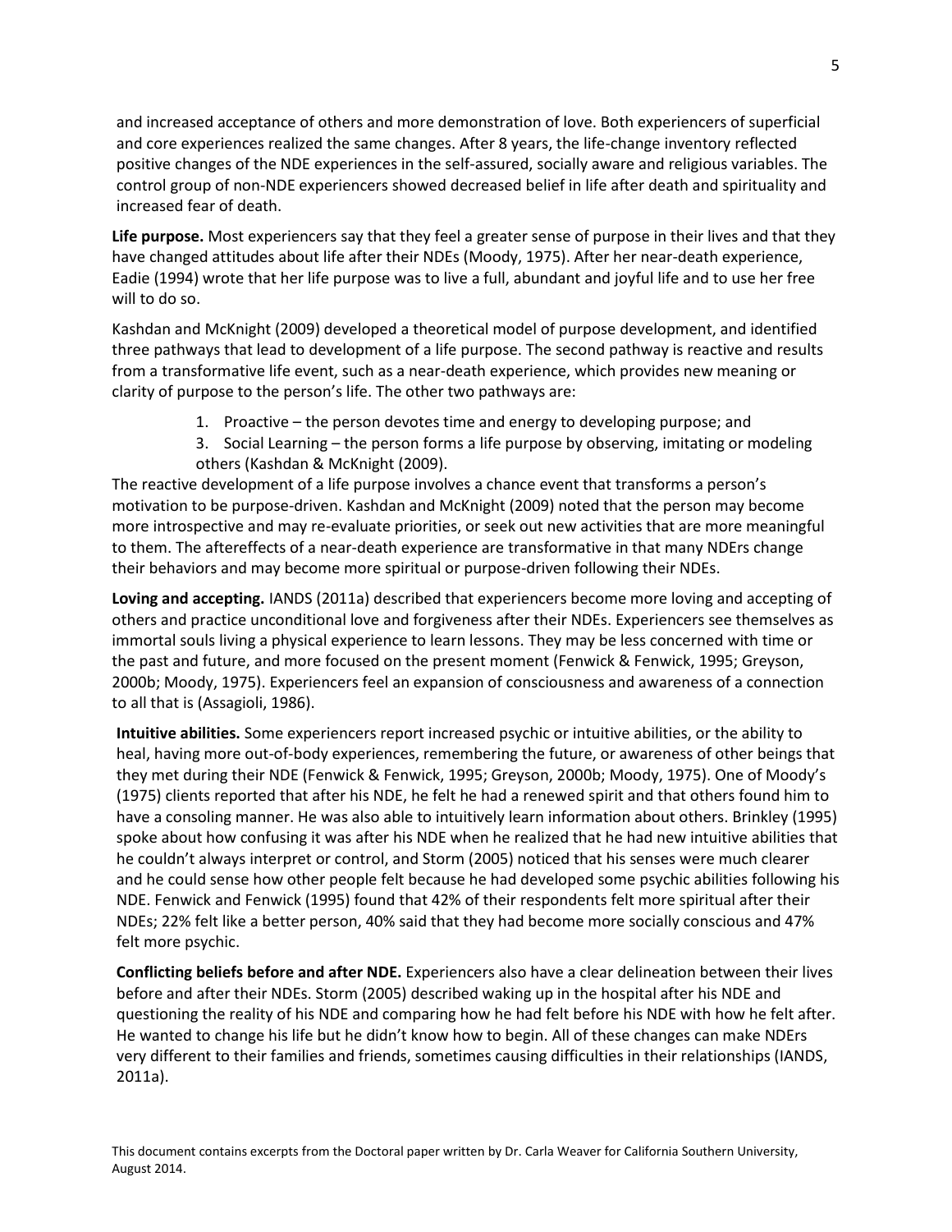and increased acceptance of others and more demonstration of love. Both experiencers of superficial and core experiences realized the same changes. After 8 years, the life-change inventory reflected positive changes of the NDE experiences in the self-assured, socially aware and religious variables. The control group of non-NDE experiencers showed decreased belief in life after death and spirituality and increased fear of death.

**Life purpose.** Most experiencers say that they feel a greater sense of purpose in their lives and that they have changed attitudes about life after their NDEs (Moody, 1975). After her near-death experience, Eadie (1994) wrote that her life purpose was to live a full, abundant and joyful life and to use her free will to do so.

Kashdan and McKnight (2009) developed a theoretical model of purpose development, and identified three pathways that lead to development of a life purpose. The second pathway is reactive and results from a transformative life event, such as a near-death experience, which provides new meaning or clarity of purpose to the person's life. The other two pathways are:

1. Proactive – the person devotes time and energy to developing purpose; and
3. Social Learning – the person forms a life purpose by observing, imitating or modeling others (Kashdan & McKnight (2009).

The reactive development of a life purpose involves a chance event that transforms a person's motivation to be purpose-driven. Kashdan and McKnight (2009) noted that the person may become more introspective and may re-evaluate priorities, or seek out new activities that are more meaningful to them. The aftereffects of a near-death experience are transformative in that many NDErs change their behaviors and may become more spiritual or purpose-driven following their NDEs.

**Loving and accepting.** IANDS (2011a) described that experiencers become more loving and accepting of others and practice unconditional love and forgiveness after their NDEs. Experiencers see themselves as immortal souls living a physical experience to learn lessons. They may be less concerned with time or the past and future, and more focused on the present moment (Fenwick & Fenwick, 1995; Greyson, 2000b; Moody, 1975). Experiencers feel an expansion of consciousness and awareness of a connection to all that is (Assagioli, 1986).

**Intuitive abilities.** Some experiencers report increased psychic or intuitive abilities, or the ability to heal, having more out-of-body experiences, remembering the future, or awareness of other beings that they met during their NDE (Fenwick & Fenwick, 1995; Greyson, 2000b; Moody, 1975). One of Moody's (1975) clients reported that after his NDE, he felt he had a renewed spirit and that others found him to have a consoling manner. He was also able to intuitively learn information about others. Brinkley (1995) spoke about how confusing it was after his NDE when he realized that he had new intuitive abilities that he couldn't always interpret or control, and Storm (2005) noticed that his senses were much clearer and he could sense how other people felt because he had developed some psychic abilities following his NDE. Fenwick and Fenwick (1995) found that 42% of their respondents felt more spiritual after their NDEs; 22% felt like a better person, 40% said that they had become more socially conscious and 47% felt more psychic.

**Conflicting beliefs before and after NDE.** Experiencers also have a clear delineation between their lives before and after their NDEs. Storm (2005) described waking up in the hospital after his NDE and questioning the reality of his NDE and comparing how he had felt before his NDE with how he felt after. He wanted to change his life but he didn't know how to begin. All of these changes can make NDErs very different to their families and friends, sometimes causing difficulties in their relationships (IANDS, 2011a).

This document contains excerpts from the Doctoral paper written by Dr. Carla Weaver for California Southern University, August 2014.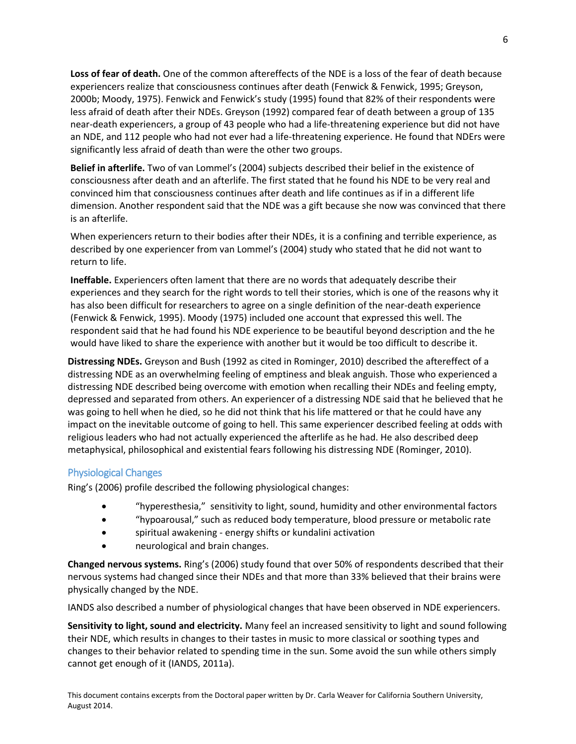**Loss of fear of death.** One of the common aftereffects of the NDE is a loss of the fear of death because experiencers realize that consciousness continues after death (Fenwick & Fenwick, 1995; Greyson, 2000b; Moody, 1975). Fenwick and Fenwick's study (1995) found that 82% of their respondents were less afraid of death after their NDEs. Greyson (1992) compared fear of death between a group of 135 near-death experiencers, a group of 43 people who had a life-threatening experience but did not have an NDE, and 112 people who had not ever had a life-threatening experience. He found that NDErs were significantly less afraid of death than were the other two groups.

**Belief in afterlife.** Two of van Lommel's (2004) subjects described their belief in the existence of consciousness after death and an afterlife. The first stated that he found his NDE to be very real and convinced him that consciousness continues after death and life continues as if in a different life dimension. Another respondent said that the NDE was a gift because she now was convinced that there is an afterlife.

When experiencers return to their bodies after their NDEs, it is a confining and terrible experience, as described by one experiencer from van Lommel's (2004) study who stated that he did not want to return to life.

**Ineffable.** Experiencers often lament that there are no words that adequately describe their experiences and they search for the right words to tell their stories, which is one of the reasons why it has also been difficult for researchers to agree on a single definition of the near-death experience (Fenwick & Fenwick, 1995). Moody (1975) included one account that expressed this well. The respondent said that he had found his NDE experience to be beautiful beyond description and the he would have liked to share the experience with another but it would be too difficult to describe it.

**Distressing NDEs.** Greyson and Bush (1992 as cited in Rominger, 2010) described the aftereffect of a distressing NDE as an overwhelming feeling of emptiness and bleak anguish. Those who experienced a distressing NDE described being overcome with emotion when recalling their NDEs and feeling empty, depressed and separated from others. An experiencer of a distressing NDE said that he believed that he was going to hell when he died, so he did not think that his life mattered or that he could have any impact on the inevitable outcome of going to hell. This same experiencer described feeling at odds with religious leaders who had not actually experienced the afterlife as he had. He also described deep metaphysical, philosophical and existential fears following his distressing NDE (Rominger, 2010).

## Physiological Changes

Ring's (2006) profile described the following physiological changes:

- "hyperesthesia," sensitivity to light, sound, humidity and other environmental factors
- "hypoarousal," such as reduced body temperature, blood pressure or metabolic rate
- spiritual awakening - energy shifts or kundalini activation
- neurological and brain changes.

**Changed nervous systems.** Ring's (2006) study found that over 50% of respondents described that their nervous systems had changed since their NDEs and that more than 33% believed that their brains were physically changed by the NDE.

IANDS also described a number of physiological changes that have been observed in NDE experiencers.

**Sensitivity to light, sound and electricity.** Many feel an increased sensitivity to light and sound following their NDE, which results in changes to their tastes in music to more classical or soothing types and changes to their behavior related to spending time in the sun. Some avoid the sun while others simply cannot get enough of it (IANDS, 2011a).

This document contains excerpts from the Doctoral paper written by Dr. Carla Weaver for California Southern University, August 2014.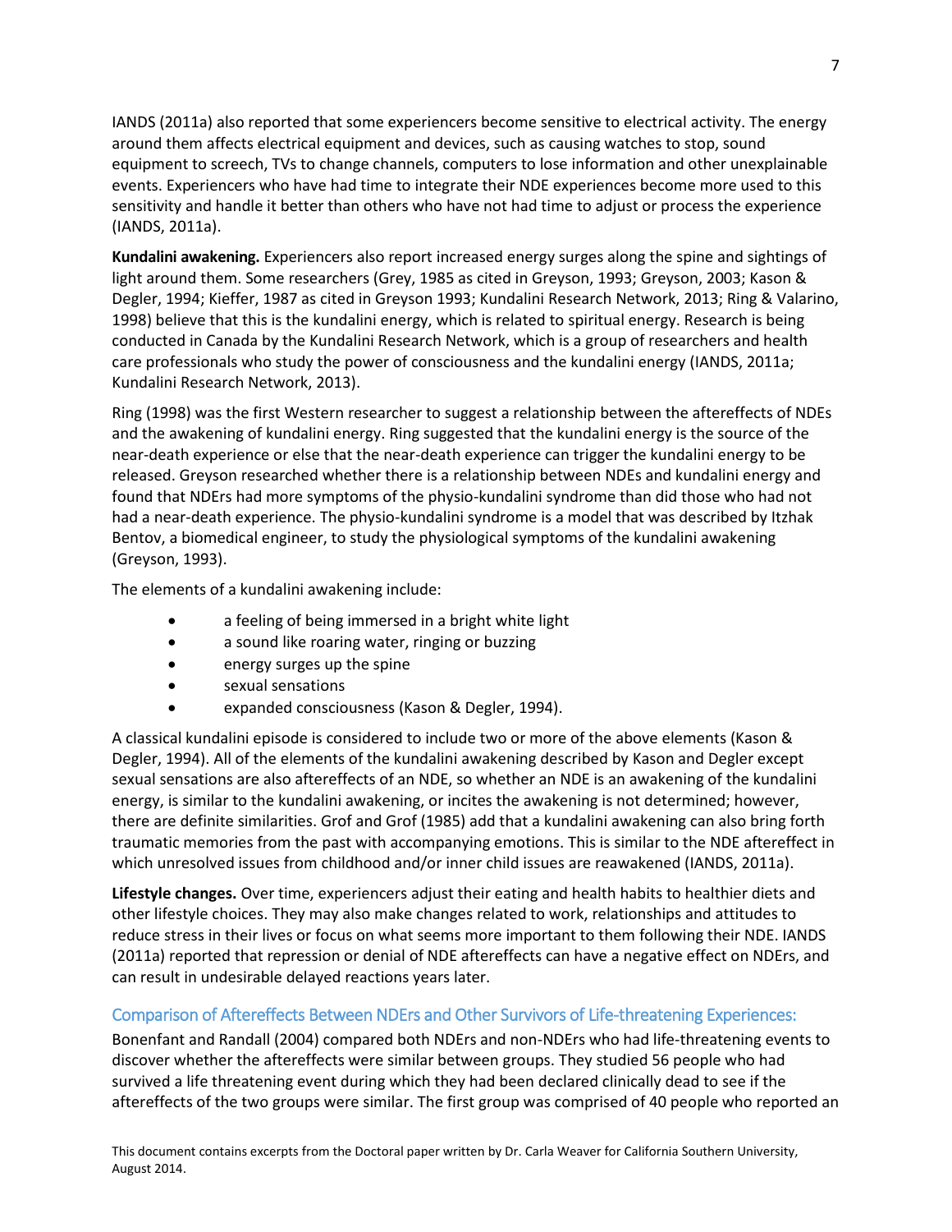IANDS (2011a) also reported that some experiencers become sensitive to electrical activity. The energy around them affects electrical equipment and devices, such as causing watches to stop, sound equipment to screech, TVs to change channels, computers to lose information and other unexplainable events. Experiencers who have had time to integrate their NDE experiences become more used to this sensitivity and handle it better than others who have not had time to adjust or process the experience (IANDS, 2011a).

**Kundalini awakening.** Experiencers also report increased energy surges along the spine and sightings of light around them. Some researchers (Grey, 1985 as cited in Greyson, 1993; Greyson, 2003; Kason & Degler, 1994; Kieffer, 1987 as cited in Greyson 1993; Kundalini Research Network, 2013; Ring & Valarino, 1998) believe that this is the kundalini energy, which is related to spiritual energy. Research is being conducted in Canada by the Kundalini Research Network, which is a group of researchers and health care professionals who study the power of consciousness and the kundalini energy (IANDS, 2011a; Kundalini Research Network, 2013).

Ring (1998) was the first Western researcher to suggest a relationship between the aftereffects of NDEs and the awakening of kundalini energy. Ring suggested that the kundalini energy is the source of the near-death experience or else that the near-death experience can trigger the kundalini energy to be released. Greyson researched whether there is a relationship between NDEs and kundalini energy and found that NDErs had more symptoms of the physio-kundalini syndrome than did those who had not had a near-death experience. The physio-kundalini syndrome is a model that was described by Itzhak Bentov, a biomedical engineer, to study the physiological symptoms of the kundalini awakening (Greyson, 1993).

The elements of a kundalini awakening include:

- a feeling of being immersed in a bright white light
- a sound like roaring water, ringing or buzzing
- energy surges up the spine
- sexual sensations
- expanded consciousness (Kason & Degler, 1994).

A classical kundalini episode is considered to include two or more of the above elements (Kason & Degler, 1994). All of the elements of the kundalini awakening described by Kason and Degler except sexual sensations are also aftereffects of an NDE, so whether an NDE is an awakening of the kundalini energy, is similar to the kundalini awakening, or incites the awakening is not determined; however, there are definite similarities. Grof and Grof (1985) add that a kundalini awakening can also bring forth traumatic memories from the past with accompanying emotions. This is similar to the NDE aftereffect in which unresolved issues from childhood and/or inner child issues are reawakened (IANDS, 2011a).

**Lifestyle changes.** Over time, experiencers adjust their eating and health habits to healthier diets and other lifestyle choices. They may also make changes related to work, relationships and attitudes to reduce stress in their lives or focus on what seems more important to them following their NDE. IANDS (2011a) reported that repression or denial of NDE aftereffects can have a negative effect on NDErs, and can result in undesirable delayed reactions years later.

## Comparison of Aftereffects Between NDErs and Other Survivors of Life-threatening Experiences:

Bonenfant and Randall (2004) compared both NDErs and non-NDErs who had life-threatening events to discover whether the aftereffects were similar between groups. They studied 56 people who had survived a life threatening event during which they had been declared clinically dead to see if the aftereffects of the two groups were similar. The first group was comprised of 40 people who reported an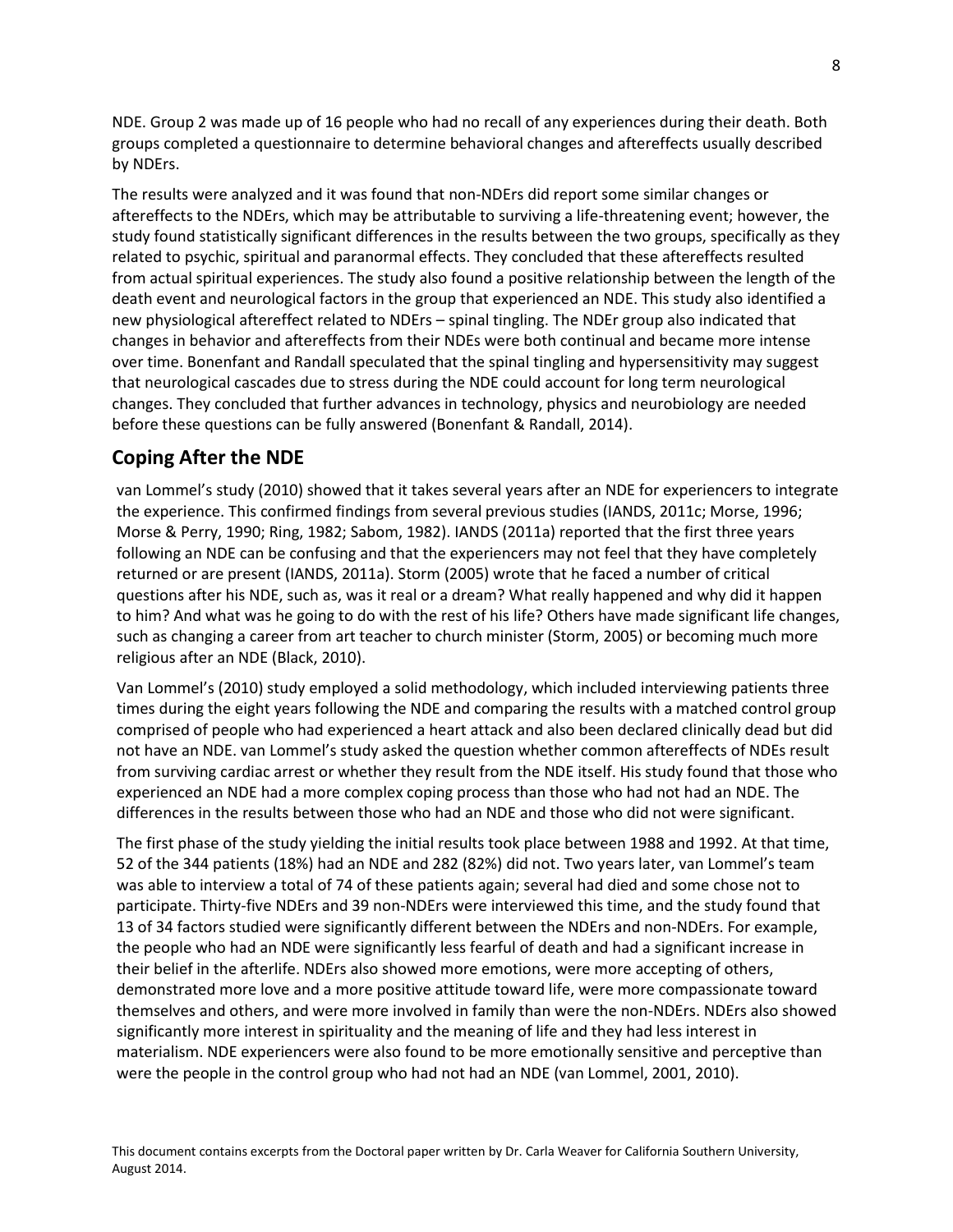NDE. Group 2 was made up of 16 people who had no recall of any experiences during their death. Both groups completed a questionnaire to determine behavioral changes and aftereffects usually described by NDErs.

The results were analyzed and it was found that non-NDErs did report some similar changes or aftereffects to the NDErs, which may be attributable to surviving a life-threatening event; however, the study found statistically significant differences in the results between the two groups, specifically as they related to psychic, spiritual and paranormal effects. They concluded that these aftereffects resulted from actual spiritual experiences. The study also found a positive relationship between the length of the death event and neurological factors in the group that experienced an NDE. This study also identified a new physiological aftereffect related to NDErs – spinal tingling. The NDEr group also indicated that changes in behavior and aftereffects from their NDEs were both continual and became more intense over time. Bonenfant and Randall speculated that the spinal tingling and hypersensitivity may suggest that neurological cascades due to stress during the NDE could account for long term neurological changes. They concluded that further advances in technology, physics and neurobiology are needed before these questions can be fully answered (Bonenfant & Randall, 2014).

## Coping After the NDE

van Lommel's study (2010) showed that it takes several years after an NDE for experiencers to integrate the experience. This confirmed findings from several previous studies (IANDS, 2011c; Morse, 1996; Morse & Perry, 1990; Ring, 1982; Sabom, 1982). IANDS (2011a) reported that the first three years following an NDE can be confusing and that the experiencers may not feel that they have completely returned or are present (IANDS, 2011a). Storm (2005) wrote that he faced a number of critical questions after his NDE, such as, was it real or a dream? What really happened and why did it happen to him? And what was he going to do with the rest of his life? Others have made significant life changes, such as changing a career from art teacher to church minister (Storm, 2005) or becoming much more religious after an NDE (Black, 2010).

Van Lommel's (2010) study employed a solid methodology, which included interviewing patients three times during the eight years following the NDE and comparing the results with a matched control group comprised of people who had experienced a heart attack and also been declared clinically dead but did not have an NDE. van Lommel's study asked the question whether common aftereffects of NDEs result from surviving cardiac arrest or whether they result from the NDE itself. His study found that those who experienced an NDE had a more complex coping process than those who had not had an NDE. The differences in the results between those who had an NDE and those who did not were significant.

The first phase of the study yielding the initial results took place between 1988 and 1992. At that time, 52 of the 344 patients (18%) had an NDE and 282 (82%) did not. Two years later, van Lommel's team was able to interview a total of 74 of these patients again; several had died and some chose not to participate. Thirty-five NDErs and 39 non-NDErs were interviewed this time, and the study found that 13 of 34 factors studied were significantly different between the NDErs and non-NDErs. For example, the people who had an NDE were significantly less fearful of death and had a significant increase in their belief in the afterlife. NDErs also showed more emotions, were more accepting of others, demonstrated more love and a more positive attitude toward life, were more compassionate toward themselves and others, and were more involved in family than were the non-NDErs. NDErs also showed significantly more interest in spirituality and the meaning of life and they had less interest in materialism. NDE experiencers were also found to be more emotionally sensitive and perceptive than were the people in the control group who had not had an NDE (van Lommel, 2001, 2010).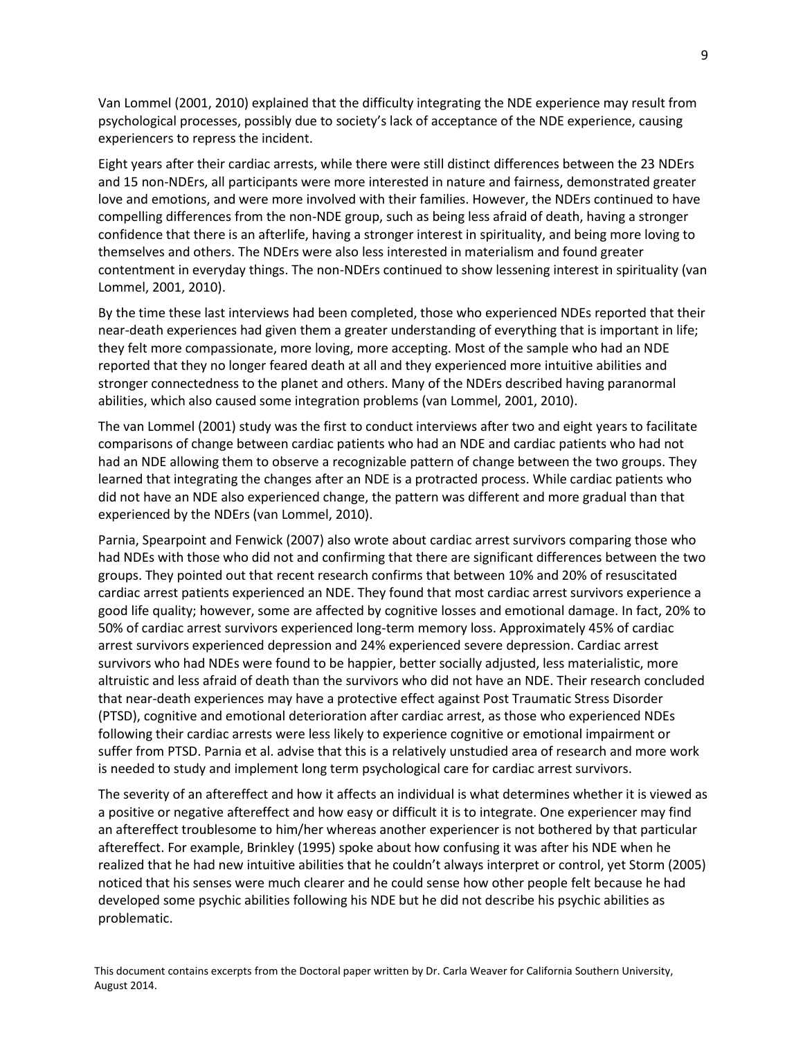Van Lommel (2001, 2010) explained that the difficulty integrating the NDE experience may result from psychological processes, possibly due to society's lack of acceptance of the NDE experience, causing experiencers to repress the incident.

Eight years after their cardiac arrests, while there were still distinct differences between the 23 NDErs and 15 non-NDErs, all participants were more interested in nature and fairness, demonstrated greater love and emotions, and were more involved with their families. However, the NDErs continued to have compelling differences from the non-NDE group, such as being less afraid of death, having a stronger confidence that there is an afterlife, having a stronger interest in spirituality, and being more loving to themselves and others. The NDErs were also less interested in materialism and found greater contentment in everyday things. The non-NDErs continued to show lessening interest in spirituality (van Lommel, 2001, 2010).

By the time these last interviews had been completed, those who experienced NDEs reported that their near-death experiences had given them a greater understanding of everything that is important in life; they felt more compassionate, more loving, more accepting. Most of the sample who had an NDE reported that they no longer feared death at all and they experienced more intuitive abilities and stronger connectedness to the planet and others. Many of the NDErs described having paranormal abilities, which also caused some integration problems (van Lommel, 2001, 2010).

The van Lommel (2001) study was the first to conduct interviews after two and eight years to facilitate comparisons of change between cardiac patients who had an NDE and cardiac patients who had not had an NDE allowing them to observe a recognizable pattern of change between the two groups. They learned that integrating the changes after an NDE is a protracted process. While cardiac patients who did not have an NDE also experienced change, the pattern was different and more gradual than that experienced by the NDErs (van Lommel, 2010).

Parnia, Spearpoint and Fenwick (2007) also wrote about cardiac arrest survivors comparing those who had NDEs with those who did not and confirming that there are significant differences between the two groups. They pointed out that recent research confirms that between 10% and 20% of resuscitated cardiac arrest patients experienced an NDE. They found that most cardiac arrest survivors experience a good life quality; however, some are affected by cognitive losses and emotional damage. In fact, 20% to 50% of cardiac arrest survivors experienced long-term memory loss. Approximately 45% of cardiac arrest survivors experienced depression and 24% experienced severe depression. Cardiac arrest survivors who had NDEs were found to be happier, better socially adjusted, less materialistic, more altruistic and less afraid of death than the survivors who did not have an NDE. Their research concluded that near-death experiences may have a protective effect against Post Traumatic Stress Disorder (PTSD), cognitive and emotional deterioration after cardiac arrest, as those who experienced NDEs following their cardiac arrests were less likely to experience cognitive or emotional impairment or suffer from PTSD. Parnia et al. advise that this is a relatively unstudied area of research and more work is needed to study and implement long term psychological care for cardiac arrest survivors.

The severity of an aftereffect and how it affects an individual is what determines whether it is viewed as a positive or negative aftereffect and how easy or difficult it is to integrate. One experiencer may find an aftereffect troublesome to him/her whereas another experiencer is not bothered by that particular aftereffect. For example, Brinkley (1995) spoke about how confusing it was after his NDE when he realized that he had new intuitive abilities that he couldn't always interpret or control, yet Storm (2005) noticed that his senses were much clearer and he could sense how other people felt because he had developed some psychic abilities following his NDE but he did not describe his psychic abilities as problematic.

This document contains excerpts from the Doctoral paper written by Dr. Carla Weaver for California Southern University, August 2014.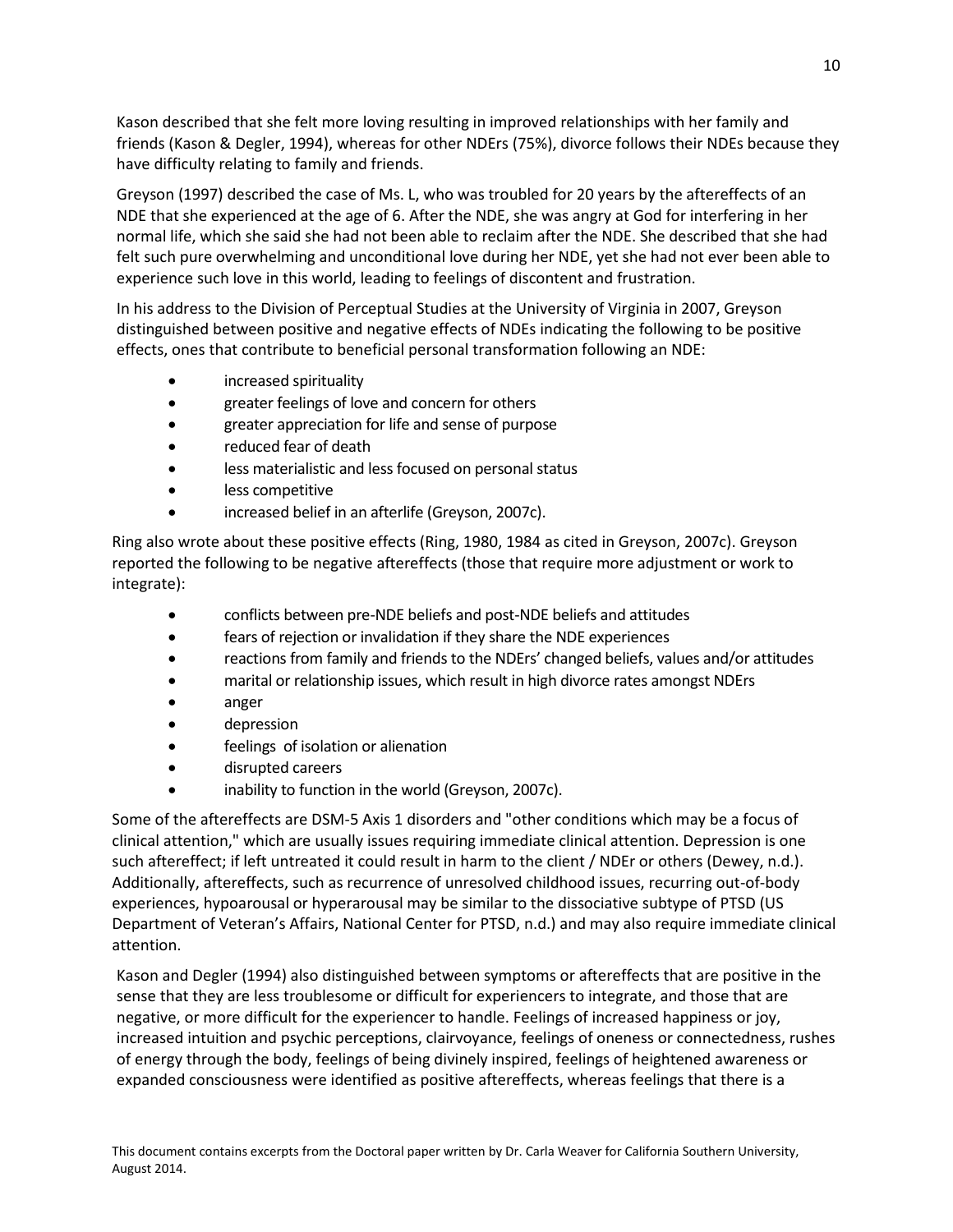Kason described that she felt more loving resulting in improved relationships with her family and friends (Kason & Degler, 1994), whereas for other NDErs (75%), divorce follows their NDEs because they have difficulty relating to family and friends.

Greyson (1997) described the case of Ms. L, who was troubled for 20 years by the aftereffects of an NDE that she experienced at the age of 6. After the NDE, she was angry at God for interfering in her normal life, which she said she had not been able to reclaim after the NDE. She described that she had felt such pure overwhelming and unconditional love during her NDE, yet she had not ever been able to experience such love in this world, leading to feelings of discontent and frustration.

In his address to the Division of Perceptual Studies at the University of Virginia in 2007, Greyson distinguished between positive and negative effects of NDEs indicating the following to be positive effects, ones that contribute to beneficial personal transformation following an NDE:

- increased spirituality
- greater feelings of love and concern for others
- greater appreciation for life and sense of purpose
- reduced fear of death
- less materialistic and less focused on personal status
- less competitive
- increased belief in an afterlife (Greyson, 2007c).

Ring also wrote about these positive effects (Ring, 1980, 1984 as cited in Greyson, 2007c). Greyson reported the following to be negative aftereffects (those that require more adjustment or work to integrate):

- conflicts between pre-NDE beliefs and post-NDE beliefs and attitudes
- fears of rejection or invalidation if they share the NDE experiences
- reactions from family and friends to the NDErs' changed beliefs, values and/or attitudes
- marital or relationship issues, which result in high divorce rates amongst NDErs
- anger
- depression
- feelings of isolation or alienation
- disrupted careers
- inability to function in the world (Greyson, 2007c).

Some of the aftereffects are DSM-5 Axis 1 disorders and "other conditions which may be a focus of clinical attention," which are usually issues requiring immediate clinical attention. Depression is one such aftereffect; if left untreated it could result in harm to the client / NDEr or others (Dewey, n.d.). Additionally, aftereffects, such as recurrence of unresolved childhood issues, recurring out-of-body experiences, hypoarousal or hyperarousal may be similar to the dissociative subtype of PTSD (US Department of Veteran's Affairs, National Center for PTSD, n.d.) and may also require immediate clinical attention.

Kason and Degler (1994) also distinguished between symptoms or aftereffects that are positive in the sense that they are less troublesome or difficult for experiencers to integrate, and those that are negative, or more difficult for the experiencer to handle. Feelings of increased happiness or joy, increased intuition and psychic perceptions, clairvoyance, feelings of oneness or connectedness, rushes of energy through the body, feelings of being divinely inspired, feelings of heightened awareness or expanded consciousness were identified as positive aftereffects, whereas feelings that there is a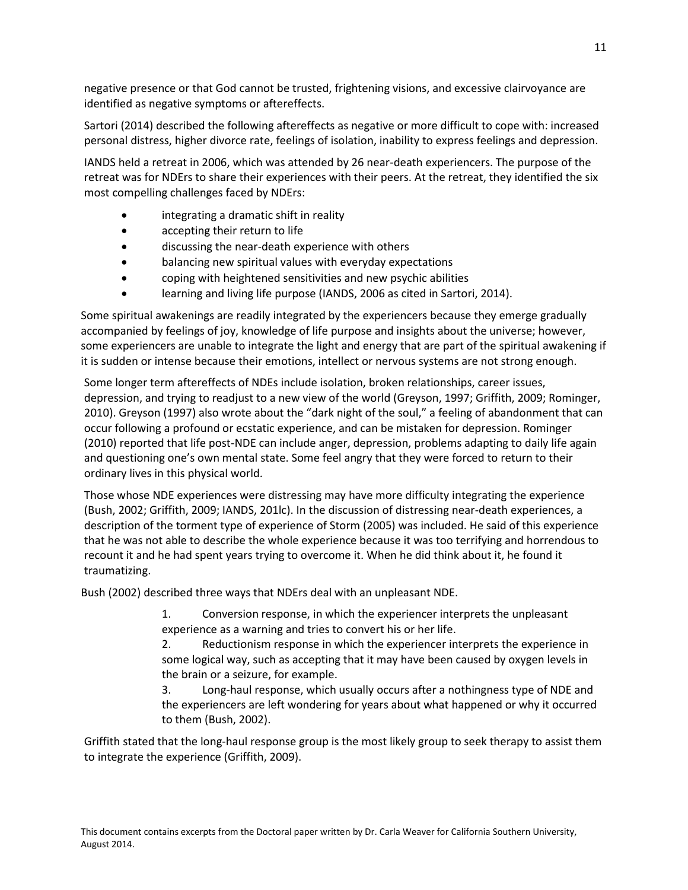negative presence or that God cannot be trusted, frightening visions, and excessive clairvoyance are identified as negative symptoms or aftereffects.

Sartori (2014) described the following aftereffects as negative or more difficult to cope with: increased personal distress, higher divorce rate, feelings of isolation, inability to express feelings and depression.

IANDS held a retreat in 2006, which was attended by 26 near-death experiencers. The purpose of the retreat was for NDErs to share their experiences with their peers. At the retreat, they identified the six most compelling challenges faced by NDErs:

- integrating a dramatic shift in reality
- accepting their return to life
- discussing the near-death experience with others
- balancing new spiritual values with everyday expectations
- coping with heightened sensitivities and new psychic abilities
- learning and living life purpose (IANDS, 2006 as cited in Sartori, 2014).

Some spiritual awakenings are readily integrated by the experiencers because they emerge gradually accompanied by feelings of joy, knowledge of life purpose and insights about the universe; however, some experiencers are unable to integrate the light and energy that are part of the spiritual awakening if it is sudden or intense because their emotions, intellect or nervous systems are not strong enough.

Some longer term aftereffects of NDEs include isolation, broken relationships, career issues, depression, and trying to readjust to a new view of the world (Greyson, 1997; Griffith, 2009; Rominger, 2010). Greyson (1997) also wrote about the "dark night of the soul," a feeling of abandonment that can occur following a profound or ecstatic experience, and can be mistaken for depression. Rominger (2010) reported that life post-NDE can include anger, depression, problems adapting to daily life again and questioning one's own mental state. Some feel angry that they were forced to return to their ordinary lives in this physical world.

Those whose NDE experiences were distressing may have more difficulty integrating the experience (Bush, 2002; Griffith, 2009; IANDS, 201lc). In the discussion of distressing near-death experiences, a description of the torment type of experience of Storm (2005) was included. He said of this experience that he was not able to describe the whole experience because it was too terrifying and horrendous to recount it and he had spent years trying to overcome it. When he did think about it, he found it traumatizing.

Bush (2002) described three ways that NDErs deal with an unpleasant NDE.

1. Conversion response, in which the experiencer interprets the unpleasant experience as a warning and tries to convert his or her life.
2. Reductionism response in which the experiencer interprets the experience in some logical way, such as accepting that it may have been caused by oxygen levels in the brain or a seizure, for example.
3. Long-haul response, which usually occurs after a nothingness type of NDE and the experiencers are left wondering for years about what happened or why it occurred to them (Bush, 2002).

Griffith stated that the long-haul response group is the most likely group to seek therapy to assist them to integrate the experience (Griffith, 2009).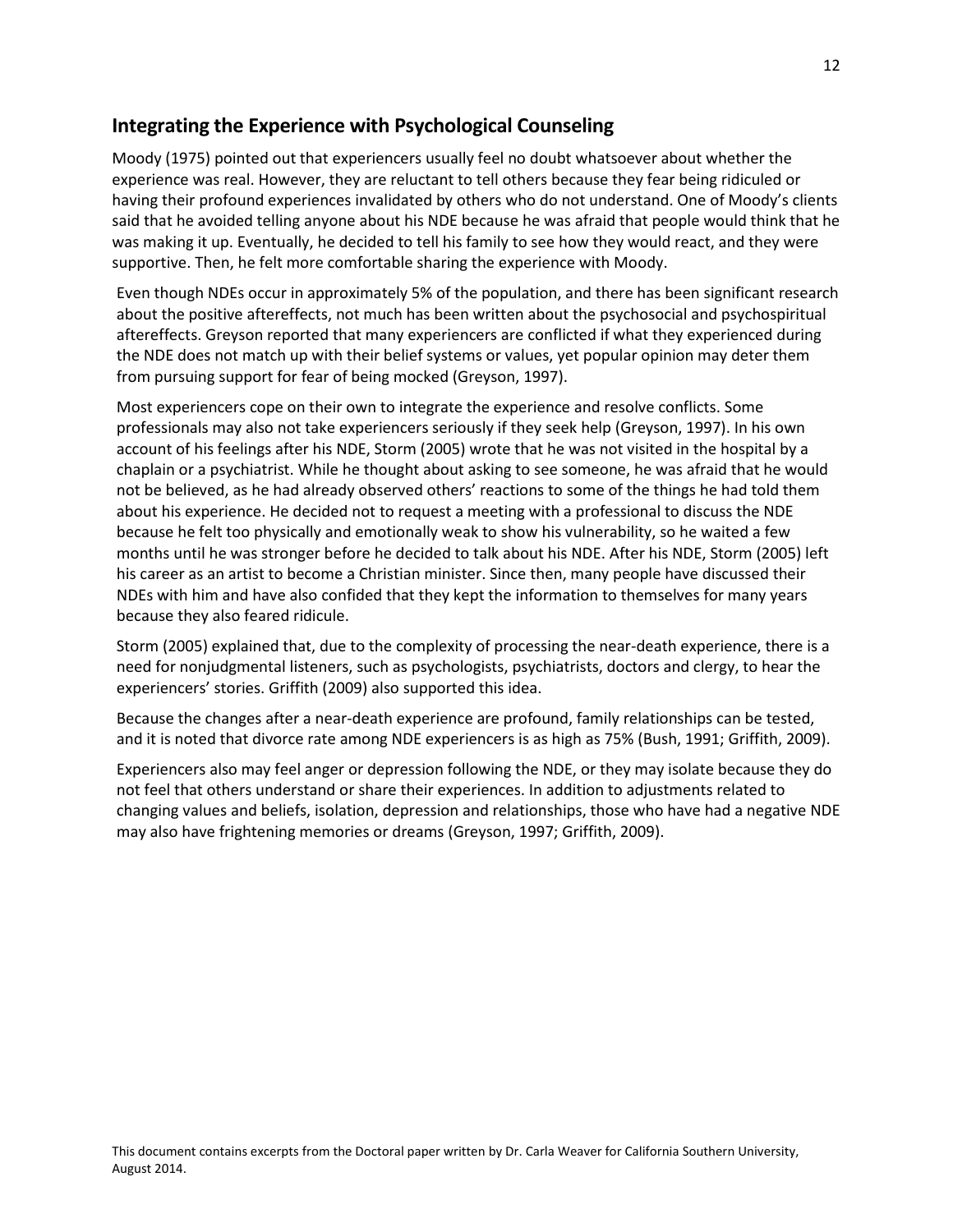## Integrating the Experience with Psychological Counseling

Moody (1975) pointed out that experiencers usually feel no doubt whatsoever about whether the experience was real. However, they are reluctant to tell others because they fear being ridiculed or having their profound experiences invalidated by others who do not understand. One of Moody's clients said that he avoided telling anyone about his NDE because he was afraid that people would think that he was making it up. Eventually, he decided to tell his family to see how they would react, and they were supportive. Then, he felt more comfortable sharing the experience with Moody.

Even though NDEs occur in approximately 5% of the population, and there has been significant research about the positive aftereffects, not much has been written about the psychosocial and psychospiritual aftereffects. Greyson reported that many experiencers are conflicted if what they experienced during the NDE does not match up with their belief systems or values, yet popular opinion may deter them from pursuing support for fear of being mocked (Greyson, 1997).

Most experiencers cope on their own to integrate the experience and resolve conflicts. Some professionals may also not take experiencers seriously if they seek help (Greyson, 1997). In his own account of his feelings after his NDE, Storm (2005) wrote that he was not visited in the hospital by a chaplain or a psychiatrist. While he thought about asking to see someone, he was afraid that he would not be believed, as he had already observed others' reactions to some of the things he had told them about his experience. He decided not to request a meeting with a professional to discuss the NDE because he felt too physically and emotionally weak to show his vulnerability, so he waited a few months until he was stronger before he decided to talk about his NDE. After his NDE, Storm (2005) left his career as an artist to become a Christian minister. Since then, many people have discussed their NDEs with him and have also confided that they kept the information to themselves for many years because they also feared ridicule.

Storm (2005) explained that, due to the complexity of processing the near-death experience, there is a need for nonjudgmental listeners, such as psychologists, psychiatrists, doctors and clergy, to hear the experiencers' stories. Griffith (2009) also supported this idea.

Because the changes after a near-death experience are profound, family relationships can be tested, and it is noted that divorce rate among NDE experiencers is as high as 75% (Bush, 1991; Griffith, 2009).

Experiencers also may feel anger or depression following the NDE, or they may isolate because they do not feel that others understand or share their experiences. In addition to adjustments related to changing values and beliefs, isolation, depression and relationships, those who have had a negative NDE may also have frightening memories or dreams (Greyson, 1997; Griffith, 2009).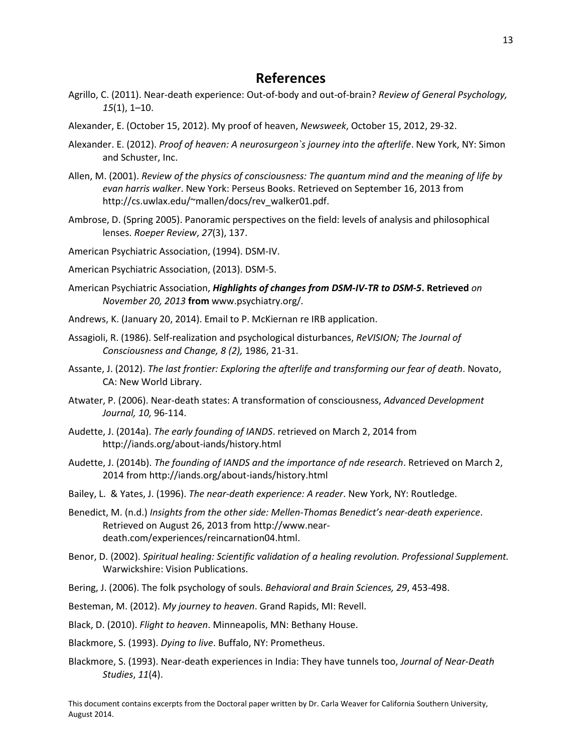# References

Agrillo, C. (2011). Near-death experience: Out-of-body and out-of-brain? *Review of General Psychology, 15*(1), 1–10.

Alexander, E. (October 15, 2012). My proof of heaven, *Newsweek*, October 15, 2012, 29-32.

Alexander. E. (2012). *Proof of heaven: A neurosurgeon`s journey into the afterlife*. New York, NY: Simon and Schuster, Inc.

Allen, M. (2001). *Review of the physics of consciousness: The quantum mind and the meaning of life by evan harris walker*. New York: Perseus Books. Retrieved on September 16, 2013 from http://cs.uwlax.edu/~mallen/docs/rev_walker01.pdf.

Ambrose, D. (Spring 2005). Panoramic perspectives on the field: levels of analysis and philosophical lenses. *Roeper Review*, *27*(3), 137.

American Psychiatric Association, (1994). DSM-IV.

American Psychiatric Association, (2013). DSM-5.

American Psychiatric Association, ***Highlights of changes from DSM-IV-TR to DSM-5*. Retrieved** *on November 20, 2013* **from** www.psychiatry.org/.

Andrews, K. (January 20, 2014). Email to P. McKiernan re IRB application.

Assagioli, R. (1986). Self-realization and psychological disturbances, *ReVISION; The Journal of Consciousness and Change, 8 (2),* 1986, 21-31.

Assante, J. (2012). *The last frontier: Exploring the afterlife and transforming our fear of death*. Novato, CA: New World Library.

Atwater, P. (2006). Near-death states: A transformation of consciousness, *Advanced Development Journal, 10,* 96-114.

Audette, J. (2014a). *The early founding of IANDS*. retrieved on March 2, 2014 from http://iands.org/about-iands/history.html

Audette, J. (2014b). *The founding of IANDS and the importance of nde research*. Retrieved on March 2, 2014 from http://iands.org/about-iands/history.html

Bailey, L. & Yates, J. (1996). *The near-death experience: A reader*. New York, NY: Routledge.

Benedict, M. (n.d.) *Insights from the other side: Mellen-Thomas Benedict's near-death experience*. Retrieved on August 26, 2013 from http://www.near-death.com/experiences/reincarnation04.html.

Benor, D. (2002). *Spiritual healing: Scientific validation of a healing revolution. Professional Supplement.* Warwickshire: Vision Publications.

Bering, J. (2006). The folk psychology of souls. *Behavioral and Brain Sciences, 29*, 453-498.

Besteman, M. (2012). *My journey to heaven*. Grand Rapids, MI: Revell.

Black, D. (2010). *Flight to heaven*. Minneapolis, MN: Bethany House.

Blackmore, S. (1993). *Dying to live*. Buffalo, NY: Prometheus.

Blackmore, S. (1993). Near-death experiences in India: They have tunnels too, *Journal of Near-Death Studies*, *11*(4).

This document contains excerpts from the Doctoral paper written by Dr. Carla Weaver for California Southern University, August 2014.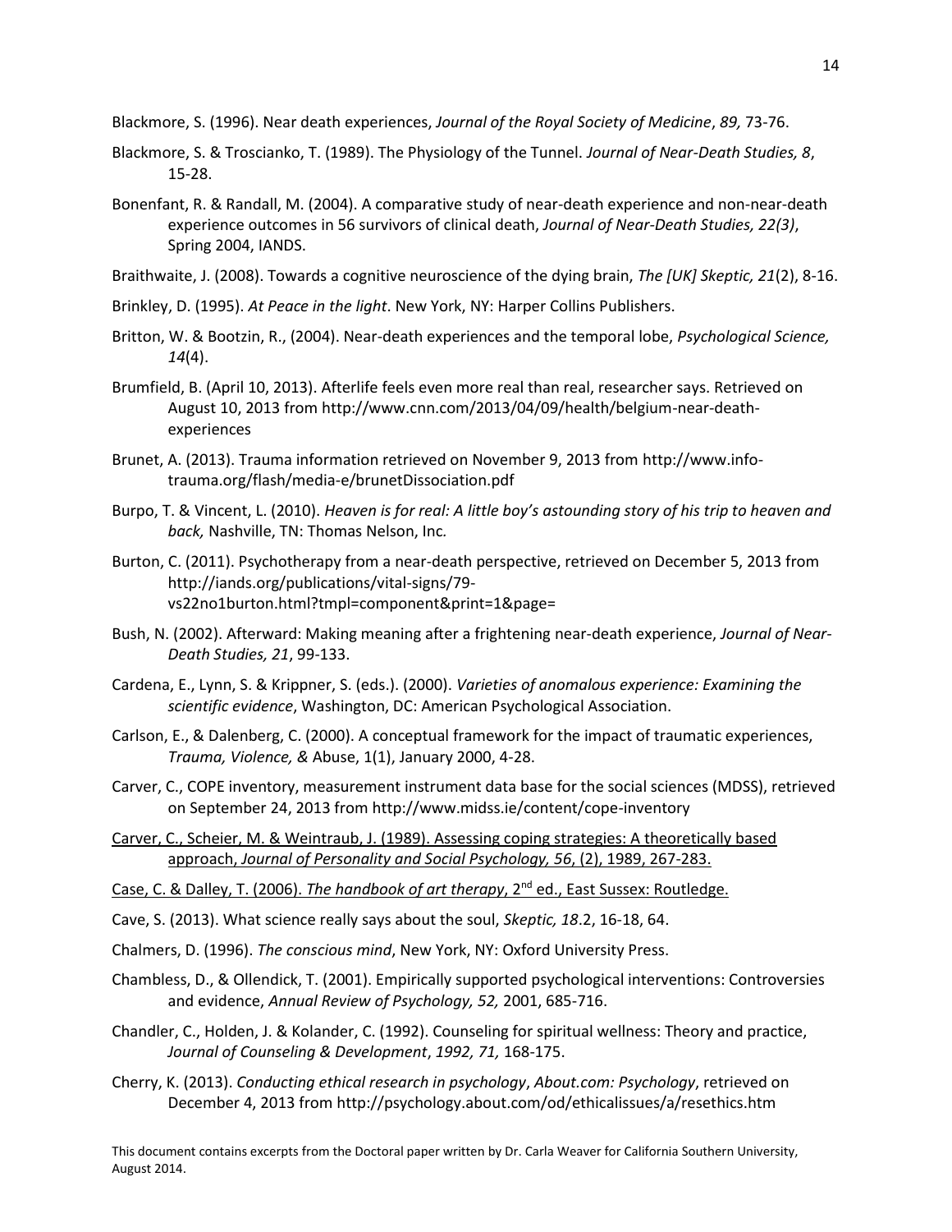Blackmore, S. (1996). Near death experiences, *Journal of the Royal Society of Medicine*, *89,* 73-76.

Blackmore, S. & Troscianko, T. (1989). The Physiology of the Tunnel. *Journal of Near-Death Studies, 8*, 15-28.

Bonenfant, R. & Randall, M. (2004). A comparative study of near-death experience and non-near-death experience outcomes in 56 survivors of clinical death, *Journal of Near-Death Studies, 22(3)*, Spring 2004, IANDS.

Braithwaite, J. (2008). Towards a cognitive neuroscience of the dying brain, *The [UK] Skeptic, 21*(2), 8-16.

Brinkley, D. (1995). *At Peace in the light*. New York, NY: Harper Collins Publishers.

Britton, W. & Bootzin, R., (2004). Near-death experiences and the temporal lobe, *Psychological Science, 14*(4).

Brumfield, B. (April 10, 2013). Afterlife feels even more real than real, researcher says. Retrieved on August 10, 2013 from http://www.cnn.com/2013/04/09/health/belgium-near-death-experiences

Brunet, A. (2013). Trauma information retrieved on November 9, 2013 from http://www.info-trauma.org/flash/media-e/brunetDissociation.pdf

Burpo, T. & Vincent, L. (2010). *Heaven is for real: A little boy's astounding story of his trip to heaven and back,* Nashville, TN: Thomas Nelson, Inc*.*

Burton, C. (2011). Psychotherapy from a near-death perspective, retrieved on December 5, 2013 from http://iands.org/publications/vital-signs/79-vs22no1burton.html?tmpl=component&print=1&page=

Bush, N. (2002). Afterward: Making meaning after a frightening near-death experience, *Journal of Near-Death Studies, 21*, 99-133.

Cardena, E., Lynn, S. & Krippner, S. (eds.). (2000). *Varieties of anomalous experience: Examining the scientific evidence*, Washington, DC: American Psychological Association.

Carlson, E., & Dalenberg, C. (2000). A conceptual framework for the impact of traumatic experiences, *Trauma, Violence, &* Abuse, 1(1), January 2000, 4-28.

Carver, C., COPE inventory, measurement instrument data base for the social sciences (MDSS), retrieved on September 24, 2013 from http://www.midss.ie/content/cope-inventory

Carver, C., Scheier, M. & Weintraub, J. (1989). Assessing coping strategies: A theoretically based approach, *Journal of Personality and Social Psychology, 56*, (2), 1989, 267-283.

Case, C. & Dalley, T. (2006). *The handbook of art therapy*, 2nd ed., East Sussex: Routledge.

Cave, S. (2013). What science really says about the soul, *Skeptic, 18*.2, 16-18, 64.

Chalmers, D. (1996). *The conscious mind*, New York, NY: Oxford University Press.

Chambless, D., & Ollendick, T. (2001). Empirically supported psychological interventions: Controversies and evidence, *Annual Review of Psychology, 52,* 2001, 685-716.

Chandler, C., Holden, J. & Kolander, C. (1992). Counseling for spiritual wellness: Theory and practice, *Journal of Counseling & Development*, *1992, 71,* 168-175.

Cherry, K. (2013). *Conducting ethical research in psychology*, *About.com: Psychology*, retrieved on December 4, 2013 from http://psychology.about.com/od/ethicalissues/a/resethics.htm

This document contains excerpts from the Doctoral paper written by Dr. Carla Weaver for California Southern University, August 2014.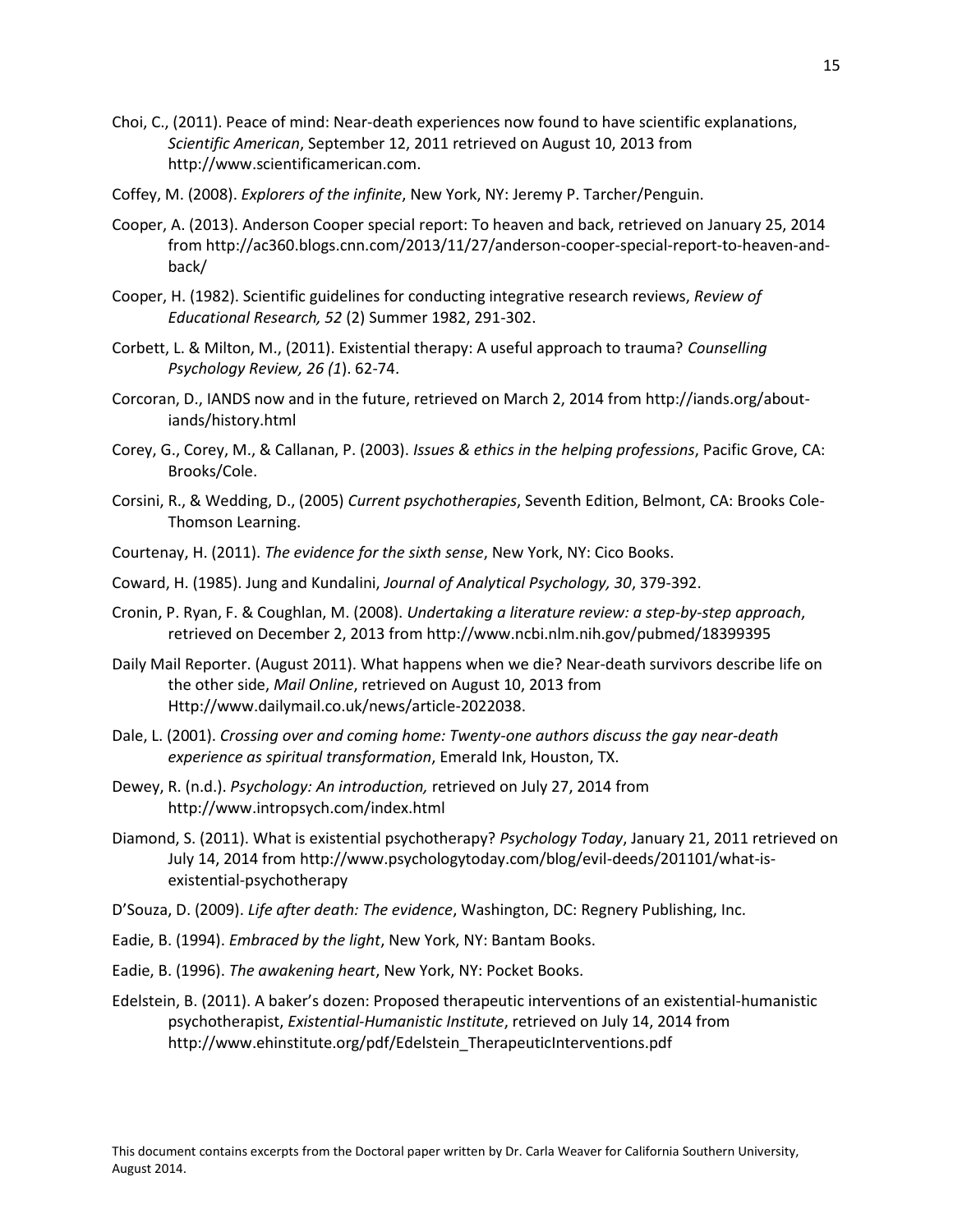Choi, C., (2011). Peace of mind: Near-death experiences now found to have scientific explanations, *Scientific American*, September 12, 2011 retrieved on August 10, 2013 from http://www.scientificamerican.com.

Coffey, M. (2008). *Explorers of the infinite*, New York, NY: Jeremy P. Tarcher/Penguin.

Cooper, A. (2013). Anderson Cooper special report: To heaven and back, retrieved on January 25, 2014 from http://ac360.blogs.cnn.com/2013/11/27/anderson-cooper-special-report-to-heaven-and-back/

Cooper, H. (1982). Scientific guidelines for conducting integrative research reviews, *Review of Educational Research, 52* (2) Summer 1982, 291-302.

Corbett, L. & Milton, M., (2011). Existential therapy: A useful approach to trauma? *Counselling Psychology Review, 26 (1*). 62-74.

Corcoran, D., IANDS now and in the future, retrieved on March 2, 2014 from http://iands.org/about-iands/history.html

Corey, G., Corey, M., & Callanan, P. (2003). *Issues & ethics in the helping professions*, Pacific Grove, CA: Brooks/Cole.

Corsini, R., & Wedding, D., (2005) *Current psychotherapies*, Seventh Edition, Belmont, CA: Brooks Cole-Thomson Learning.

Courtenay, H. (2011). *The evidence for the sixth sense*, New York, NY: Cico Books.

Coward, H. (1985). Jung and Kundalini, *Journal of Analytical Psychology, 30*, 379-392.

Cronin, P. Ryan, F. & Coughlan, M. (2008). *Undertaking a literature review: a step-by-step approach*, retrieved on December 2, 2013 from http://www.ncbi.nlm.nih.gov/pubmed/18399395

Daily Mail Reporter. (August 2011). What happens when we die? Near-death survivors describe life on the other side, *Mail Online*, retrieved on August 10, 2013 from Http://www.dailymail.co.uk/news/article-2022038.

Dale, L. (2001). *Crossing over and coming home: Twenty-one authors discuss the gay near-death experience as spiritual transformation*, Emerald Ink, Houston, TX.

Dewey, R. (n.d.). *Psychology: An introduction,* retrieved on July 27, 2014 from http://www.intropsych.com/index.html

Diamond, S. (2011). What is existential psychotherapy? *Psychology Today*, January 21, 2011 retrieved on July 14, 2014 from http://www.psychologytoday.com/blog/evil-deeds/201101/what-is-existential-psychotherapy

D'Souza, D. (2009). *Life after death: The evidence*, Washington, DC: Regnery Publishing, Inc.

Eadie, B. (1994). *Embraced by the light*, New York, NY: Bantam Books.

Eadie, B. (1996). *The awakening heart*, New York, NY: Pocket Books.

Edelstein, B. (2011). A baker's dozen: Proposed therapeutic interventions of an existential-humanistic psychotherapist, *Existential-Humanistic Institute*, retrieved on July 14, 2014 from http://www.ehinstitute.org/pdf/Edelstein_TherapeuticInterventions.pdf

This document contains excerpts from the Doctoral paper written by Dr. Carla Weaver for California Southern University, August 2014.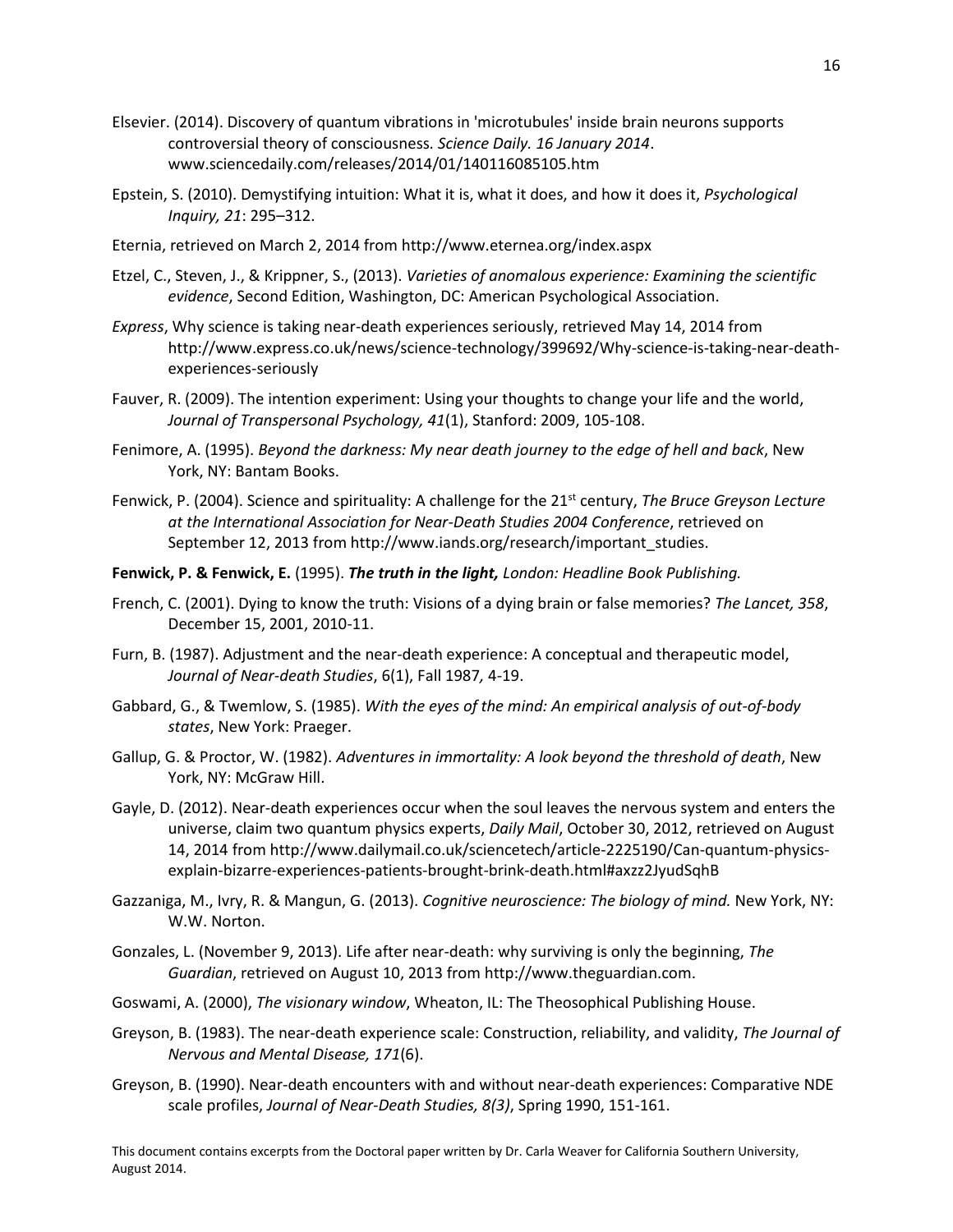Elsevier. (2014). Discovery of quantum vibrations in 'microtubules' inside brain neurons supports controversial theory of consciousness. *Science Daily. 16 January 2014*. www.sciencedaily.com/releases/2014/01/140116085105.htm

Epstein, S. (2010). Demystifying intuition: What it is, what it does, and how it does it, *Psychological Inquiry, 21*: 295–312.

Eternia, retrieved on March 2, 2014 from http://www.eternea.org/index.aspx

Etzel, C., Steven, J., & Krippner, S., (2013). *Varieties of anomalous experience: Examining the scientific evidence*, Second Edition, Washington, DC: American Psychological Association.

*Express*, Why science is taking near-death experiences seriously, retrieved May 14, 2014 from http://www.express.co.uk/news/science-technology/399692/Why-science-is-taking-near-death-experiences-seriously

Fauver, R. (2009). The intention experiment: Using your thoughts to change your life and the world, *Journal of Transpersonal Psychology, 41*(1), Stanford: 2009, 105-108.

Fenimore, A. (1995). *Beyond the darkness: My near death journey to the edge of hell and back*, New York, NY: Bantam Books.

Fenwick, P. (2004). Science and spirituality: A challenge for the 21st century, *The Bruce Greyson Lecture at the International Association for Near-Death Studies 2004 Conference*, retrieved on September 12, 2013 from http://www.iands.org/research/important_studies.

**Fenwick, P. & Fenwick, E.** (1995). ***The truth in the light,*** *London: Headline Book Publishing.*

French, C. (2001). Dying to know the truth: Visions of a dying brain or false memories? *The Lancet, 358*, December 15, 2001, 2010-11.

Furn, B. (1987). Adjustment and the near-death experience: A conceptual and therapeutic model, *Journal of Near-death Studies*, 6(1), Fall 1987, 4-19.

Gabbard, G., & Twemlow, S. (1985). *With the eyes of the mind: An empirical analysis of out-of-body states*, New York: Praeger.

Gallup, G. & Proctor, W. (1982). *Adventures in immortality: A look beyond the threshold of death*, New York, NY: McGraw Hill.

Gayle, D. (2012). Near-death experiences occur when the soul leaves the nervous system and enters the universe, claim two quantum physics experts, *Daily Mail*, October 30, 2012, retrieved on August 14, 2014 from http://www.dailymail.co.uk/sciencetech/article-2225190/Can-quantum-physics-explain-bizarre-experiences-patients-brought-brink-death.html#axzz2JyudSqhB

Gazzaniga, M., Ivry, R. & Mangun, G. (2013). *Cognitive neuroscience: The biology of mind.* New York, NY: W.W. Norton.

Gonzales, L. (November 9, 2013). Life after near-death: why surviving is only the beginning, *The Guardian*, retrieved on August 10, 2013 from http://www.theguardian.com.

Goswami, A. (2000), *The visionary window*, Wheaton, IL: The Theosophical Publishing House.

Greyson, B. (1983). The near-death experience scale: Construction, reliability, and validity, *The Journal of Nervous and Mental Disease, 171*(6).

Greyson, B. (1990). Near-death encounters with and without near-death experiences: Comparative NDE scale profiles, *Journal of Near-Death Studies, 8(3)*, Spring 1990, 151-161.

This document contains excerpts from the Doctoral paper written by Dr. Carla Weaver for California Southern University, August 2014.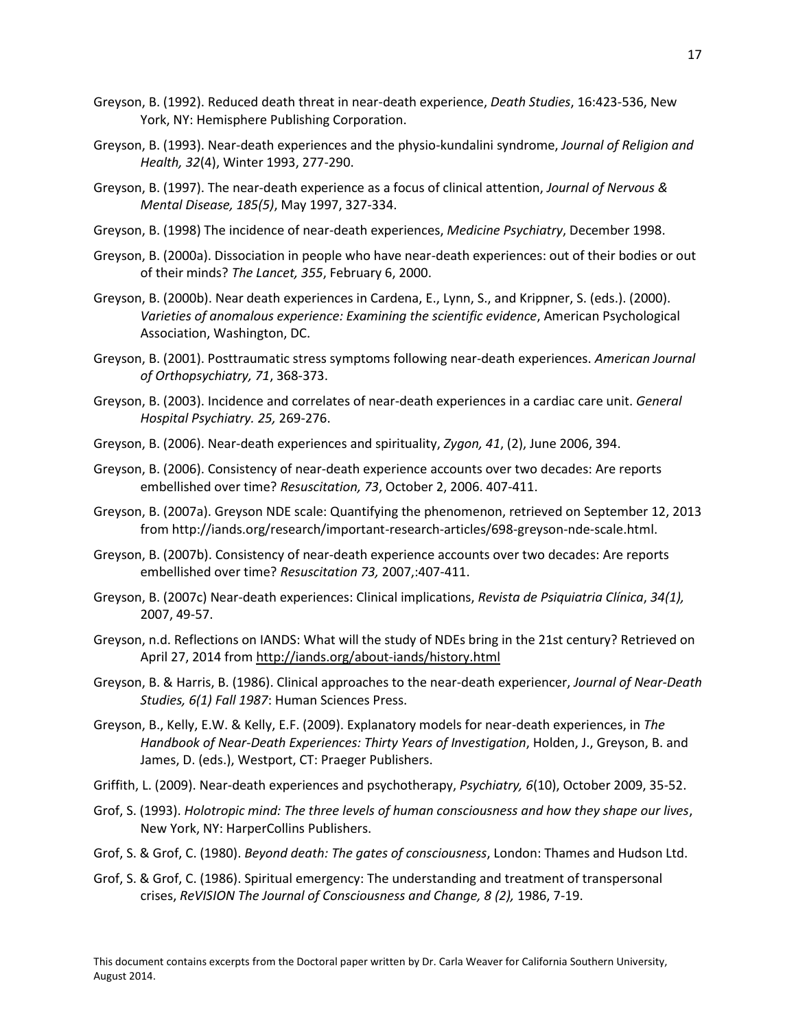Greyson, B. (1992). Reduced death threat in near-death experience, *Death Studies*, 16:423-536, New York, NY: Hemisphere Publishing Corporation.

Greyson, B. (1993). Near-death experiences and the physio-kundalini syndrome, *Journal of Religion and Health, 32*(4), Winter 1993, 277-290.

Greyson, B. (1997). The near-death experience as a focus of clinical attention, *Journal of Nervous & Mental Disease, 185(5)*, May 1997, 327-334.

Greyson, B. (1998) The incidence of near-death experiences, *Medicine Psychiatry*, December 1998.

Greyson, B. (2000a). Dissociation in people who have near-death experiences: out of their bodies or out of their minds? *The Lancet, 355*, February 6, 2000.

Greyson, B. (2000b). Near death experiences in Cardena, E., Lynn, S., and Krippner, S. (eds.). (2000). *Varieties of anomalous experience: Examining the scientific evidence*, American Psychological Association, Washington, DC.

Greyson, B. (2001). Posttraumatic stress symptoms following near-death experiences. *American Journal of Orthopsychiatry, 71*, 368-373.

Greyson, B. (2003). Incidence and correlates of near-death experiences in a cardiac care unit. *General Hospital Psychiatry. 25,* 269-276.

Greyson, B. (2006). Near-death experiences and spirituality, *Zygon, 41*, (2), June 2006, 394.

Greyson, B. (2006). Consistency of near-death experience accounts over two decades: Are reports embellished over time? *Resuscitation, 73*, October 2, 2006. 407-411.

Greyson, B. (2007a). Greyson NDE scale: Quantifying the phenomenon, retrieved on September 12, 2013 from http://iands.org/research/important-research-articles/698-greyson-nde-scale.html.

Greyson, B. (2007b). Consistency of near-death experience accounts over two decades: Are reports embellished over time? *Resuscitation 73,* 2007,:407-411.

Greyson, B. (2007c) Near-death experiences: Clinical implications, *Revista de Psiquiatria Clínica*, *34(1),* 2007, 49-57.

Greyson, n.d. Reflections on IANDS: What will the study of NDEs bring in the 21st century? Retrieved on April 27, 2014 from http://iands.org/about-iands/history.html

Greyson, B. & Harris, B. (1986). Clinical approaches to the near-death experiencer, *Journal of Near-Death Studies, 6(1) Fall 1987*: Human Sciences Press.

Greyson, B., Kelly, E.W. & Kelly, E.F. (2009). Explanatory models for near-death experiences, in *The Handbook of Near-Death Experiences: Thirty Years of Investigation*, Holden, J., Greyson, B. and James, D. (eds.), Westport, CT: Praeger Publishers.

Griffith, L. (2009). Near-death experiences and psychotherapy, *Psychiatry, 6*(10), October 2009, 35-52.

Grof, S. (1993). *Holotropic mind: The three levels of human consciousness and how they shape our lives*, New York, NY: HarperCollins Publishers.

Grof, S. & Grof, C. (1980). *Beyond death: The gates of consciousness*, London: Thames and Hudson Ltd.

Grof, S. & Grof, C. (1986). Spiritual emergency: The understanding and treatment of transpersonal crises, *ReVISION The Journal of Consciousness and Change, 8 (2),* 1986, 7-19.

This document contains excerpts from the Doctoral paper written by Dr. Carla Weaver for California Southern University, August 2014.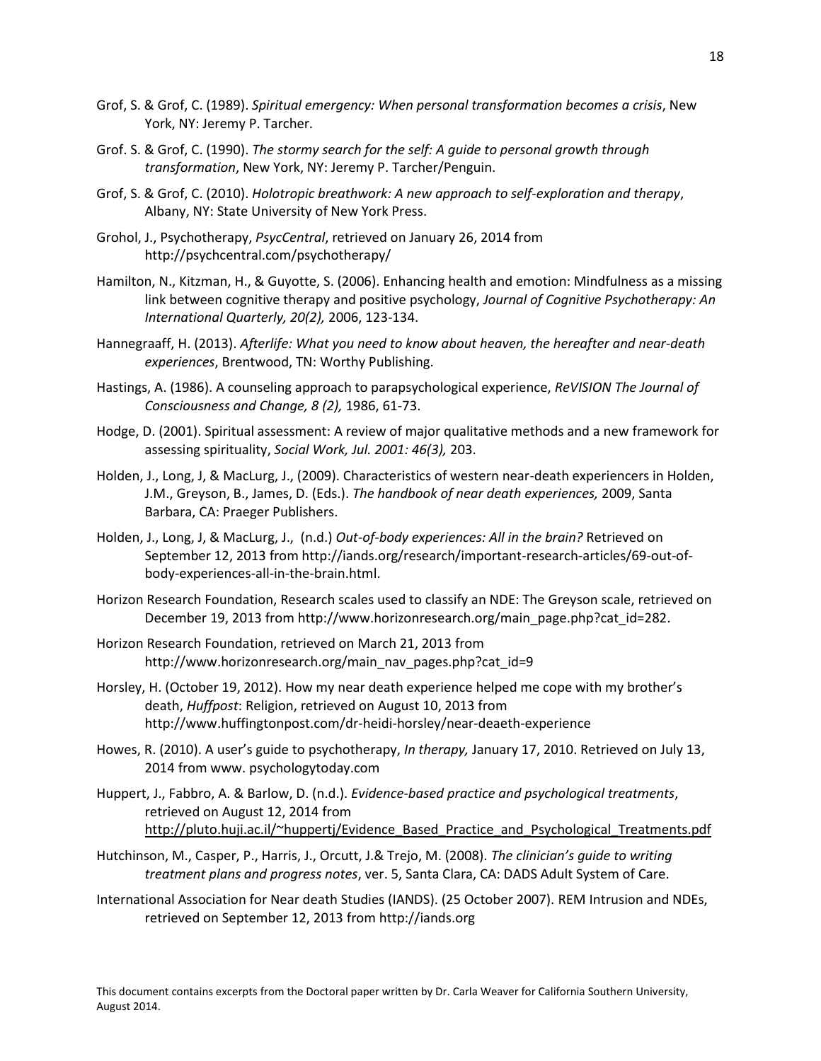Grof, S. & Grof, C. (1989). *Spiritual emergency: When personal transformation becomes a crisis*, New York, NY: Jeremy P. Tarcher.

Grof. S. & Grof, C. (1990). *The stormy search for the self: A guide to personal growth through transformation*, New York, NY: Jeremy P. Tarcher/Penguin.

Grof, S. & Grof, C. (2010). *Holotropic breathwork: A new approach to self-exploration and therapy*, Albany, NY: State University of New York Press.

Grohol, J., Psychotherapy, *PsycCentral*, retrieved on January 26, 2014 from http://psychcentral.com/psychotherapy/

Hamilton, N., Kitzman, H., & Guyotte, S. (2006). Enhancing health and emotion: Mindfulness as a missing link between cognitive therapy and positive psychology, *Journal of Cognitive Psychotherapy: An International Quarterly, 20(2),* 2006, 123-134.

Hannegraaff, H. (2013). *Afterlife: What you need to know about heaven, the hereafter and near-death experiences*, Brentwood, TN: Worthy Publishing.

Hastings, A. (1986). A counseling approach to parapsychological experience, *ReVISION The Journal of Consciousness and Change, 8 (2),* 1986, 61-73.

Hodge, D. (2001). Spiritual assessment: A review of major qualitative methods and a new framework for assessing spirituality, *Social Work, Jul. 2001: 46(3),* 203.

Holden, J., Long, J, & MacLurg, J., (2009). Characteristics of western near-death experiencers in Holden, J.M., Greyson, B., James, D. (Eds.). *The handbook of near death experiences,* 2009, Santa Barbara, CA: Praeger Publishers.

Holden, J., Long, J, & MacLurg, J., (n.d.) *Out-of-body experiences: All in the brain?* Retrieved on September 12, 2013 from http://iands.org/research/important-research-articles/69-out-of-body-experiences-all-in-the-brain.html.

Horizon Research Foundation, Research scales used to classify an NDE: The Greyson scale, retrieved on December 19, 2013 from http://www.horizonresearch.org/main_page.php?cat_id=282.

Horizon Research Foundation, retrieved on March 21, 2013 from http://www.horizonresearch.org/main_nav_pages.php?cat_id=9

Horsley, H. (October 19, 2012). How my near death experience helped me cope with my brother's death, *Huffpost*: Religion, retrieved on August 10, 2013 from http://www.huffingtonpost.com/dr-heidi-horsley/near-deaeth-experience

Howes, R. (2010). A user's guide to psychotherapy, *In therapy,* January 17, 2010. Retrieved on July 13, 2014 from www. psychologytoday.com

Huppert, J., Fabbro, A. & Barlow, D. (n.d.). *Evidence-based practice and psychological treatments*, retrieved on August 12, 2014 from http://pluto.huji.ac.il/~huppertj/Evidence_Based_Practice_and_Psychological_Treatments.pdf

Hutchinson, M., Casper, P., Harris, J., Orcutt, J.& Trejo, M. (2008). *The clinician's guide to writing treatment plans and progress notes*, ver. 5, Santa Clara, CA: DADS Adult System of Care.

International Association for Near death Studies (IANDS). (25 October 2007). REM Intrusion and NDEs, retrieved on September 12, 2013 from http://iands.org

This document contains excerpts from the Doctoral paper written by Dr. Carla Weaver for California Southern University, August 2014.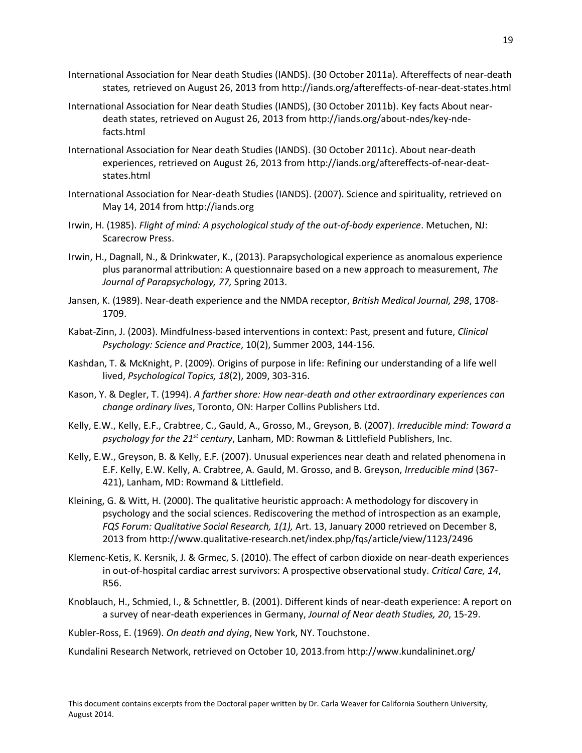International Association for Near death Studies (IANDS). (30 October 2011a). Aftereffects of near-death states*,* retrieved on August 26, 2013 from http://iands.org/aftereffects-of-near-deat-states.html

International Association for Near death Studies (IANDS), (30 October 2011b). Key facts About near-death states, retrieved on August 26, 2013 from http://iands.org/about-ndes/key-nde-facts.html

International Association for Near death Studies (IANDS). (30 October 2011c). About near-death experiences, retrieved on August 26, 2013 from http://iands.org/aftereffects-of-near-deat-states.html

International Association for Near-death Studies (IANDS). (2007). Science and spirituality, retrieved on May 14, 2014 from http://iands.org

Irwin, H. (1985). *Flight of mind: A psychological study of the out-of-body experience*. Metuchen, NJ: Scarecrow Press.

Irwin, H., Dagnall, N., & Drinkwater, K., (2013). Parapsychological experience as anomalous experience plus paranormal attribution: A questionnaire based on a new approach to measurement, *The Journal of Parapsychology, 77,* Spring 2013.

Jansen, K. (1989). Near-death experience and the NMDA receptor, *British Medical Journal, 298*, 1708-1709.

Kabat-Zinn, J. (2003). Mindfulness-based interventions in context: Past, present and future, *Clinical Psychology: Science and Practice*, 10(2), Summer 2003, 144-156.

Kashdan, T. & McKnight, P. (2009). Origins of purpose in life: Refining our understanding of a life well lived, *Psychological Topics, 18*(2), 2009, 303-316.

Kason, Y. & Degler, T. (1994). *A farther shore: How near-death and other extraordinary experiences can change ordinary lives*, Toronto, ON: Harper Collins Publishers Ltd.

Kelly, E.W., Kelly, E.F., Crabtree, C., Gauld, A., Grosso, M., Greyson, B. (2007). *Irreducible mind: Toward a psychology for the 21st century*, Lanham, MD: Rowman & Littlefield Publishers, Inc.

Kelly, E.W., Greyson, B. & Kelly, E.F. (2007). Unusual experiences near death and related phenomena in E.F. Kelly, E.W. Kelly, A. Crabtree, A. Gauld, M. Grosso, and B. Greyson, *Irreducible mind* (367-421), Lanham, MD: Rowmand & Littlefield.

Kleining, G. & Witt, H. (2000). The qualitative heuristic approach: A methodology for discovery in psychology and the social sciences. Rediscovering the method of introspection as an example, *FQS Forum: Qualitative Social Research, 1(1),* Art. 13, January 2000 retrieved on December 8, 2013 from http://www.qualitative-research.net/index.php/fqs/article/view/1123/2496

Klemenc-Ketis, K. Kersnik, J. & Grmec, S. (2010). The effect of carbon dioxide on near-death experiences in out-of-hospital cardiac arrest survivors: A prospective observational study. *Critical Care, 14*, R56.

Knoblauch, H., Schmied, I., & Schnettler, B. (2001). Different kinds of near-death experience: A report on a survey of near-death experiences in Germany, *Journal of Near death Studies, 20*, 15-29.

Kubler-Ross, E. (1969). *On death and dying*, New York, NY. Touchstone.

Kundalini Research Network, retrieved on October 10, 2013.from http://www.kundalininet.org/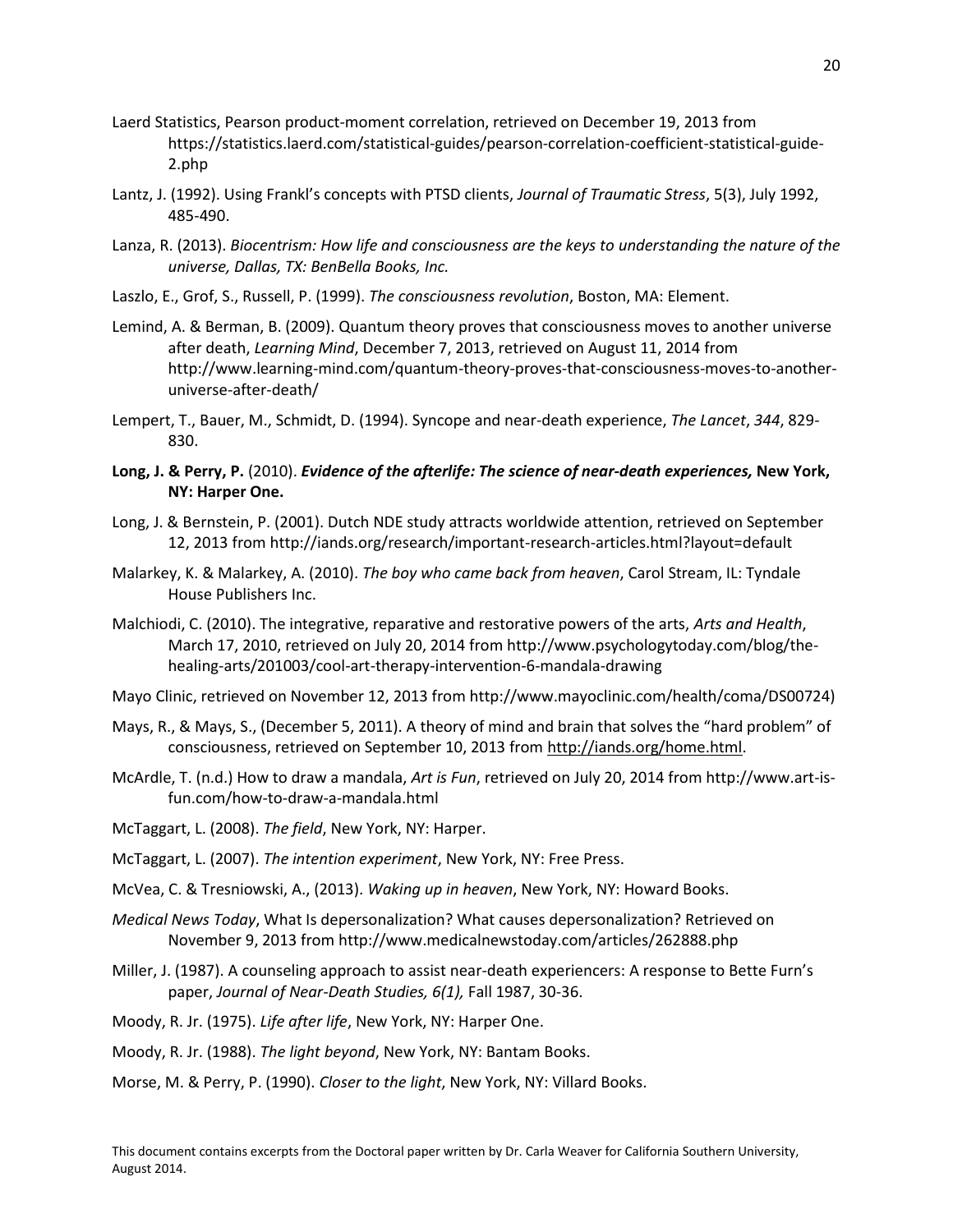Laerd Statistics, Pearson product-moment correlation, retrieved on December 19, 2013 from https://statistics.laerd.com/statistical-guides/pearson-correlation-coefficient-statistical-guide-2.php

Lantz, J. (1992). Using Frankl's concepts with PTSD clients, *Journal of Traumatic Stress*, 5(3), July 1992, 485-490.

Lanza, R. (2013). *Biocentrism: How life and consciousness are the keys to understanding the nature of the universe, Dallas, TX: BenBella Books, Inc.*

Laszlo, E., Grof, S., Russell, P. (1999). *The consciousness revolution*, Boston, MA: Element.

Lemind, A. & Berman, B. (2009). Quantum theory proves that consciousness moves to another universe after death, *Learning Mind*, December 7, 2013, retrieved on August 11, 2014 from http://www.learning-mind.com/quantum-theory-proves-that-consciousness-moves-to-another-universe-after-death/

Lempert, T., Bauer, M., Schmidt, D. (1994). Syncope and near-death experience, *The Lancet*, *344*, 829-830.

**Long, J. & Perry, P.** (2010). ***Evidence of the afterlife: The science of near-death experiences,* New York, NY: Harper One.**

Long, J. & Bernstein, P. (2001). Dutch NDE study attracts worldwide attention, retrieved on September 12, 2013 from http://iands.org/research/important-research-articles.html?layout=default

Malarkey, K. & Malarkey, A. (2010). *The boy who came back from heaven*, Carol Stream, IL: Tyndale House Publishers Inc.

Malchiodi, C. (2010). The integrative, reparative and restorative powers of the arts, *Arts and Health*, March 17, 2010, retrieved on July 20, 2014 from http://www.psychologytoday.com/blog/the-healing-arts/201003/cool-art-therapy-intervention-6-mandala-drawing

Mayo Clinic, retrieved on November 12, 2013 from http://www.mayoclinic.com/health/coma/DS00724)

Mays, R., & Mays, S., (December 5, 2011). A theory of mind and brain that solves the "hard problem" of consciousness, retrieved on September 10, 2013 from http://iands.org/home.html.

McArdle, T. (n.d.) How to draw a mandala, *Art is Fun*, retrieved on July 20, 2014 from http://www.art-is-fun.com/how-to-draw-a-mandala.html

McTaggart, L. (2008). *The field*, New York, NY: Harper.

McTaggart, L. (2007). *The intention experiment*, New York, NY: Free Press.

McVea, C. & Tresniowski, A., (2013). *Waking up in heaven*, New York, NY: Howard Books.

*Medical News Today*, What Is depersonalization? What causes depersonalization? Retrieved on November 9, 2013 from http://www.medicalnewstoday.com/articles/262888.php

Miller, J. (1987). A counseling approach to assist near-death experiencers: A response to Bette Furn's paper, *Journal of Near-Death Studies, 6(1),* Fall 1987, 30-36.

Moody, R. Jr. (1975). *Life after life*, New York, NY: Harper One.

Moody, R. Jr. (1988). *The light beyond*, New York, NY: Bantam Books.

Morse, M. & Perry, P. (1990). *Closer to the light*, New York, NY: Villard Books.

This document contains excerpts from the Doctoral paper written by Dr. Carla Weaver for California Southern University, August 2014.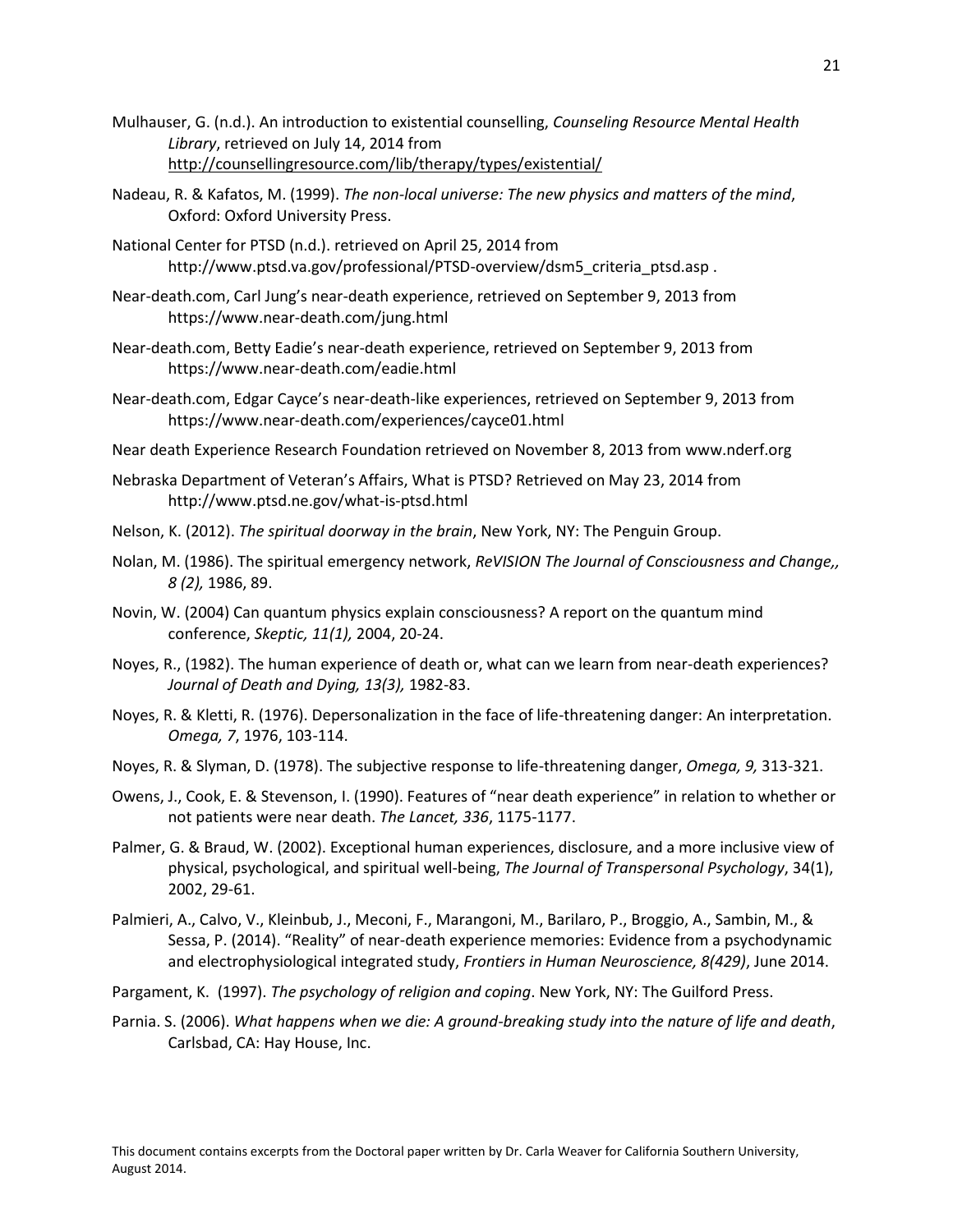Mulhauser, G. (n.d.). An introduction to existential counselling, *Counseling Resource Mental Health Library*, retrieved on July 14, 2014 from http://counsellingresource.com/lib/therapy/types/existential/

Nadeau, R. & Kafatos, M. (1999). *The non-local universe: The new physics and matters of the mind*, Oxford: Oxford University Press.

National Center for PTSD (n.d.). retrieved on April 25, 2014 from http://www.ptsd.va.gov/professional/PTSD-overview/dsm5_criteria_ptsd.asp .

Near-death.com, Carl Jung's near-death experience, retrieved on September 9, 2013 from https://www.near-death.com/jung.html

Near-death.com, Betty Eadie's near-death experience, retrieved on September 9, 2013 from https://www.near-death.com/eadie.html

Near-death.com, Edgar Cayce's near-death-like experiences, retrieved on September 9, 2013 from https://www.near-death.com/experiences/cayce01.html

Near death Experience Research Foundation retrieved on November 8, 2013 from www.nderf.org

Nebraska Department of Veteran's Affairs, What is PTSD? Retrieved on May 23, 2014 from http://www.ptsd.ne.gov/what-is-ptsd.html

Nelson, K. (2012). *The spiritual doorway in the brain*, New York, NY: The Penguin Group.

Nolan, M. (1986). The spiritual emergency network, *ReVISION The Journal of Consciousness and Change,, 8 (2),* 1986, 89.

Novin, W. (2004) Can quantum physics explain consciousness? A report on the quantum mind conference, *Skeptic, 11(1),* 2004, 20-24.

Noyes, R., (1982). The human experience of death or, what can we learn from near-death experiences? *Journal of Death and Dying, 13(3),* 1982-83.

Noyes, R. & Kletti, R. (1976). Depersonalization in the face of life-threatening danger: An interpretation. *Omega, 7*, 1976, 103-114.

Noyes, R. & Slyman, D. (1978). The subjective response to life-threatening danger, *Omega, 9,* 313-321.

Owens, J., Cook, E. & Stevenson, I. (1990). Features of "near death experience" in relation to whether or not patients were near death. *The Lancet, 336*, 1175-1177.

Palmer, G. & Braud, W. (2002). Exceptional human experiences, disclosure, and a more inclusive view of physical, psychological, and spiritual well-being, *The Journal of Transpersonal Psychology*, 34(1), 2002, 29-61.

Palmieri, A., Calvo, V., Kleinbub, J., Meconi, F., Marangoni, M., Barilaro, P., Broggio, A., Sambin, M., & Sessa, P. (2014). "Reality" of near-death experience memories: Evidence from a psychodynamic and electrophysiological integrated study, *Frontiers in Human Neuroscience, 8(429)*, June 2014.

Pargament, K. (1997). *The psychology of religion and coping*. New York, NY: The Guilford Press.

Parnia. S. (2006). *What happens when we die: A ground-breaking study into the nature of life and death*, Carlsbad, CA: Hay House, Inc.

This document contains excerpts from the Doctoral paper written by Dr. Carla Weaver for California Southern University, August 2014.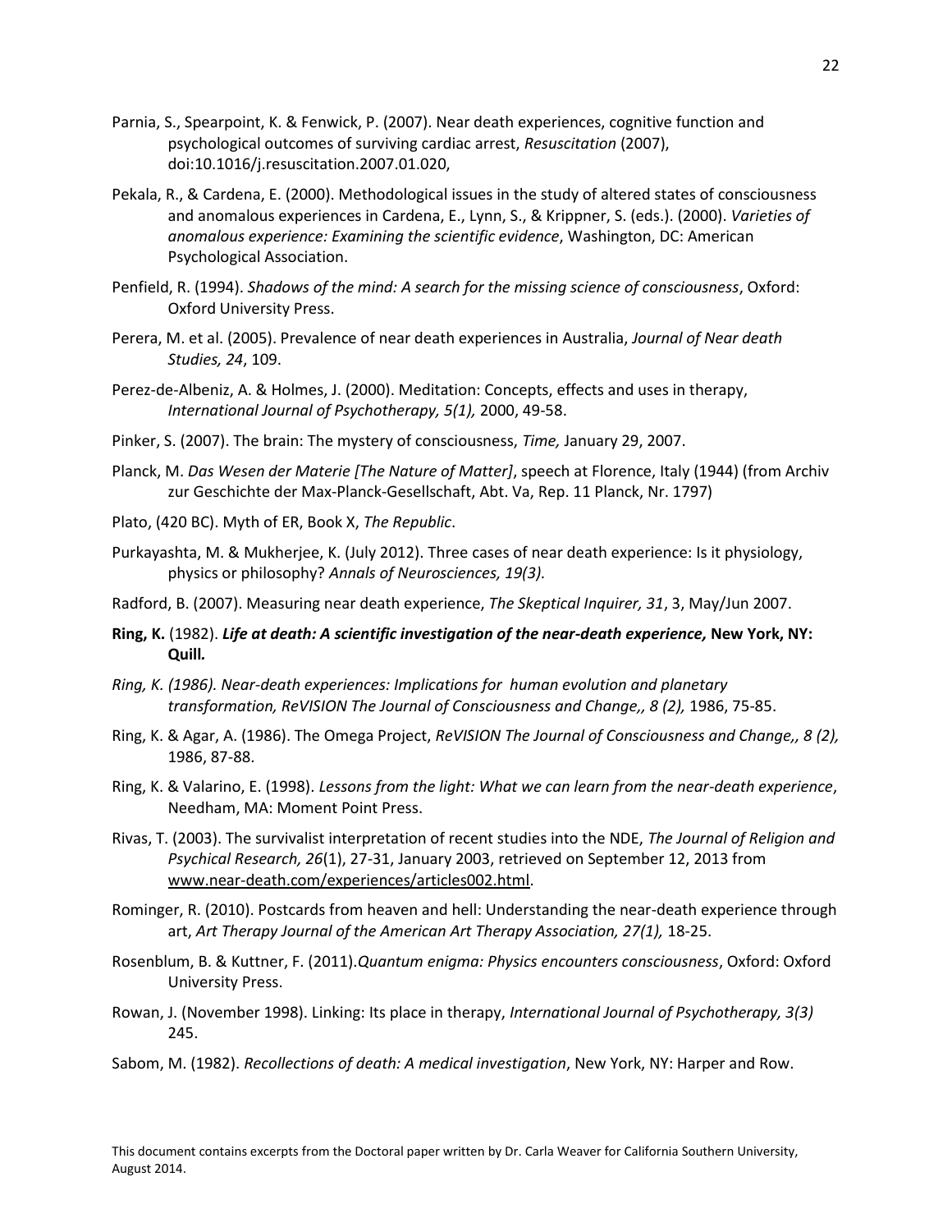Parnia, S., Spearpoint, K. & Fenwick, P. (2007). Near death experiences, cognitive function and psychological outcomes of surviving cardiac arrest, *Resuscitation* (2007), doi:10.1016/j.resuscitation.2007.01.020,

Pekala, R., & Cardena, E. (2000). Methodological issues in the study of altered states of consciousness and anomalous experiences in Cardena, E., Lynn, S., & Krippner, S. (eds.). (2000). *Varieties of anomalous experience: Examining the scientific evidence*, Washington, DC: American Psychological Association.

Penfield, R. (1994). *Shadows of the mind: A search for the missing science of consciousness*, Oxford: Oxford University Press.

Perera, M. et al. (2005). Prevalence of near death experiences in Australia, *Journal of Near death Studies, 24*, 109.

Perez-de-Albeniz, A. & Holmes, J. (2000). Meditation: Concepts, effects and uses in therapy, *International Journal of Psychotherapy, 5(1),* 2000, 49-58.

Pinker, S. (2007). The brain: The mystery of consciousness, *Time,* January 29, 2007.

Planck, M. *Das Wesen der Materie [The Nature of Matter]*, speech at Florence, Italy (1944) (from Archiv zur Geschichte der Max-Planck-Gesellschaft, Abt. Va, Rep. 11 Planck, Nr. 1797)

Plato, (420 BC). Myth of ER, Book X, *The Republic*.

Purkayashta, M. & Mukherjee, K. (July 2012). Three cases of near death experience: Is it physiology, physics or philosophy? *Annals of Neurosciences, 19(3).*

Radford, B. (2007). Measuring near death experience, *The Skeptical Inquirer, 31*, 3, May/Jun 2007.

**Ring, K.** (1982). ***Life at death: A scientific investigation of the near-death experience,* New York, NY: Quill.**

*Ring, K. (1986). Near-death experiences: Implications for human evolution and planetary transformation, ReVISION The Journal of Consciousness and Change,, 8 (2),* 1986, 75-85.

Ring, K. & Agar, A. (1986). The Omega Project, *ReVISION The Journal of Consciousness and Change,, 8 (2),* 1986, 87-88.

Ring, K. & Valarino, E. (1998). *Lessons from the light: What we can learn from the near-death experience*, Needham, MA: Moment Point Press.

Rivas, T. (2003). The survivalist interpretation of recent studies into the NDE, *The Journal of Religion and Psychical Research, 26*(1), 27-31, January 2003, retrieved on September 12, 2013 from www.near-death.com/experiences/articles002.html.

Rominger, R. (2010). Postcards from heaven and hell: Understanding the near-death experience through art, *Art Therapy Journal of the American Art Therapy Association, 27(1),* 18-25.

Rosenblum, B. & Kuttner, F. (2011).*Quantum enigma: Physics encounters consciousness*, Oxford: Oxford University Press.

Rowan, J. (November 1998). Linking: Its place in therapy, *International Journal of Psychotherapy, 3(3)* 245.

Sabom, M. (1982). *Recollections of death: A medical investigation*, New York, NY: Harper and Row.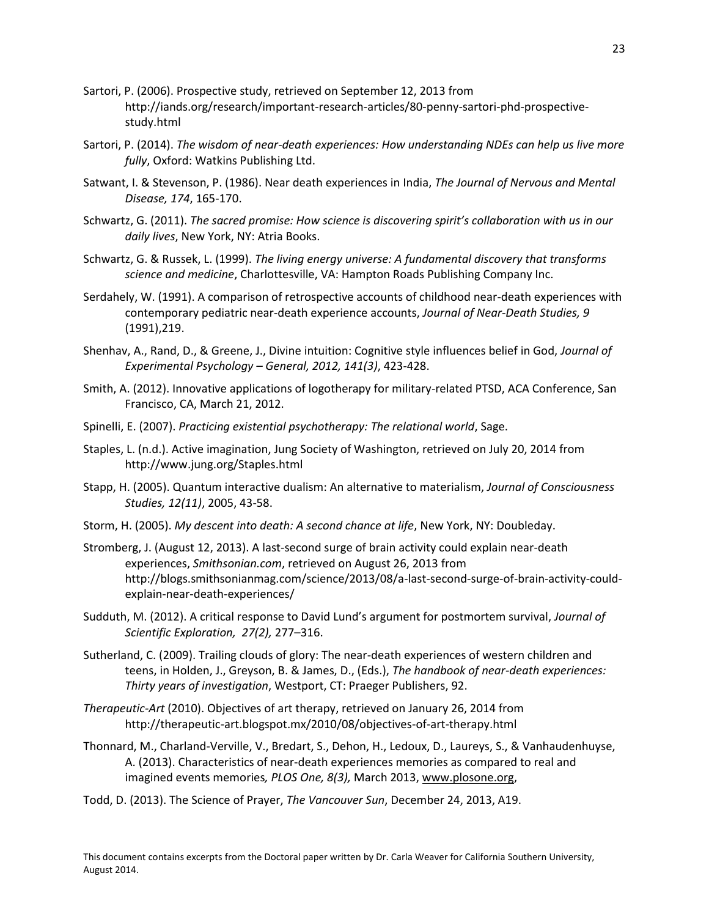Sartori, P. (2006). Prospective study, retrieved on September 12, 2013 from http://iands.org/research/important-research-articles/80-penny-sartori-phd-prospective-study.html

Sartori, P. (2014). *The wisdom of near-death experiences: How understanding NDEs can help us live more fully*, Oxford: Watkins Publishing Ltd.

Satwant, I. & Stevenson, P. (1986). Near death experiences in India, *The Journal of Nervous and Mental Disease, 174*, 165-170.

Schwartz, G. (2011). *The sacred promise: How science is discovering spirit's collaboration with us in our daily lives*, New York, NY: Atria Books.

Schwartz, G. & Russek, L. (1999). *The living energy universe: A fundamental discovery that transforms science and medicine*, Charlottesville, VA: Hampton Roads Publishing Company Inc.

Serdahely, W. (1991). A comparison of retrospective accounts of childhood near-death experiences with contemporary pediatric near-death experience accounts, *Journal of Near-Death Studies, 9* (1991),219.

Shenhav, A., Rand, D., & Greene, J., Divine intuition: Cognitive style influences belief in God, *Journal of Experimental Psychology – General, 2012, 141(3)*, 423-428.

Smith, A. (2012). Innovative applications of logotherapy for military-related PTSD, ACA Conference, San Francisco, CA, March 21, 2012.

Spinelli, E. (2007). *Practicing existential psychotherapy: The relational world*, Sage.

Staples, L. (n.d.). Active imagination, Jung Society of Washington, retrieved on July 20, 2014 from http://www.jung.org/Staples.html

Stapp, H. (2005). Quantum interactive dualism: An alternative to materialism, *Journal of Consciousness Studies, 12(11)*, 2005, 43-58.

Storm, H. (2005). *My descent into death: A second chance at life*, New York, NY: Doubleday.

Stromberg, J. (August 12, 2013). A last-second surge of brain activity could explain near-death experiences, *Smithsonian.com*, retrieved on August 26, 2013 from http://blogs.smithsonianmag.com/science/2013/08/a-last-second-surge-of-brain-activity-could-explain-near-death-experiences/

Sudduth, M. (2012). A critical response to David Lund's argument for postmortem survival, *Journal of Scientific Exploration, 27(2),* 277–316.

Sutherland, C. (2009). Trailing clouds of glory: The near-death experiences of western children and teens, in Holden, J., Greyson, B. & James, D., (Eds.), *The handbook of near-death experiences: Thirty years of investigation*, Westport, CT: Praeger Publishers, 92.

*Therapeutic-Art* (2010). Objectives of art therapy, retrieved on January 26, 2014 from http://therapeutic-art.blogspot.mx/2010/08/objectives-of-art-therapy.html

Thonnard, M., Charland-Verville, V., Bredart, S., Dehon, H., Ledoux, D., Laureys, S., & Vanhaudenhuyse, A. (2013). Characteristics of near-death experiences memories as compared to real and imagined events memories*, PLOS One, 8(3),* March 2013, www.plosone.org,

Todd, D. (2013). The Science of Prayer, *The Vancouver Sun*, December 24, 2013, A19.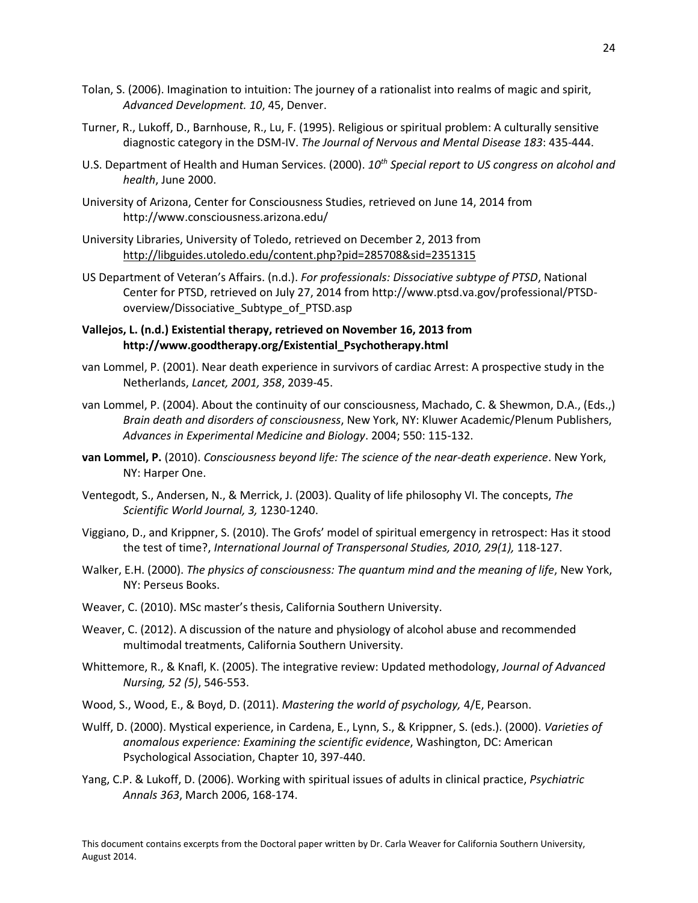Tolan, S. (2006). Imagination to intuition: The journey of a rationalist into realms of magic and spirit, *Advanced Development. 10*, 45, Denver.

Turner, R., Lukoff, D., Barnhouse, R., Lu, F. (1995). Religious or spiritual problem: A culturally sensitive diagnostic category in the DSM-IV. *The Journal of Nervous and Mental Disease 183*: 435-444.

U.S. Department of Health and Human Services. (2000). *10th Special report to US congress on alcohol and health*, June 2000.

University of Arizona, Center for Consciousness Studies, retrieved on June 14, 2014 from http://www.consciousness.arizona.edu/

University Libraries, University of Toledo, retrieved on December 2, 2013 from http://libguides.utoledo.edu/content.php?pid=285708&sid=2351315

US Department of Veteran's Affairs. (n.d.). *For professionals: Dissociative subtype of PTSD*, National Center for PTSD, retrieved on July 27, 2014 from http://www.ptsd.va.gov/professional/PTSD-overview/Dissociative_Subtype_of_PTSD.asp

**Vallejos, L. (n.d.) Existential therapy, retrieved on November 16, 2013 from http://www.goodtherapy.org/Existential_Psychotherapy.html**

van Lommel, P. (2001). Near death experience in survivors of cardiac Arrest: A prospective study in the Netherlands, *Lancet, 2001, 358*, 2039-45.

van Lommel, P. (2004). About the continuity of our consciousness, Machado, C. & Shewmon, D.A., (Eds.,) *Brain death and disorders of consciousness*, New York, NY: Kluwer Academic/Plenum Publishers, *Advances in Experimental Medicine and Biology*. 2004; 550: 115-132.

**van Lommel, P.** (2010). *Consciousness beyond life: The science of the near-death experience*. New York, NY: Harper One.

Ventegodt, S., Andersen, N., & Merrick, J. (2003). Quality of life philosophy VI. The concepts, *The Scientific World Journal, 3,* 1230-1240.

Viggiano, D., and Krippner, S. (2010). The Grofs' model of spiritual emergency in retrospect: Has it stood the test of time?, *International Journal of Transpersonal Studies, 2010, 29(1),* 118-127.

Walker, E.H. (2000). *The physics of consciousness: The quantum mind and the meaning of life*, New York, NY: Perseus Books.

Weaver, C. (2010). MSc master's thesis, California Southern University.

Weaver, C. (2012). A discussion of the nature and physiology of alcohol abuse and recommended multimodal treatments, California Southern University.

Whittemore, R., & Knafl, K. (2005). The integrative review: Updated methodology, *Journal of Advanced Nursing, 52 (5)*, 546-553.

Wood, S., Wood, E., & Boyd, D. (2011). *Mastering the world of psychology,* 4/E, Pearson.

Wulff, D. (2000). Mystical experience, in Cardena, E., Lynn, S., & Krippner, S. (eds.). (2000). *Varieties of anomalous experience: Examining the scientific evidence*, Washington, DC: American Psychological Association, Chapter 10, 397-440.

Yang, C.P. & Lukoff, D. (2006). Working with spiritual issues of adults in clinical practice, *Psychiatric Annals 363*, March 2006, 168-174.

This document contains excerpts from the Doctoral paper written by Dr. Carla Weaver for California Southern University, August 2014.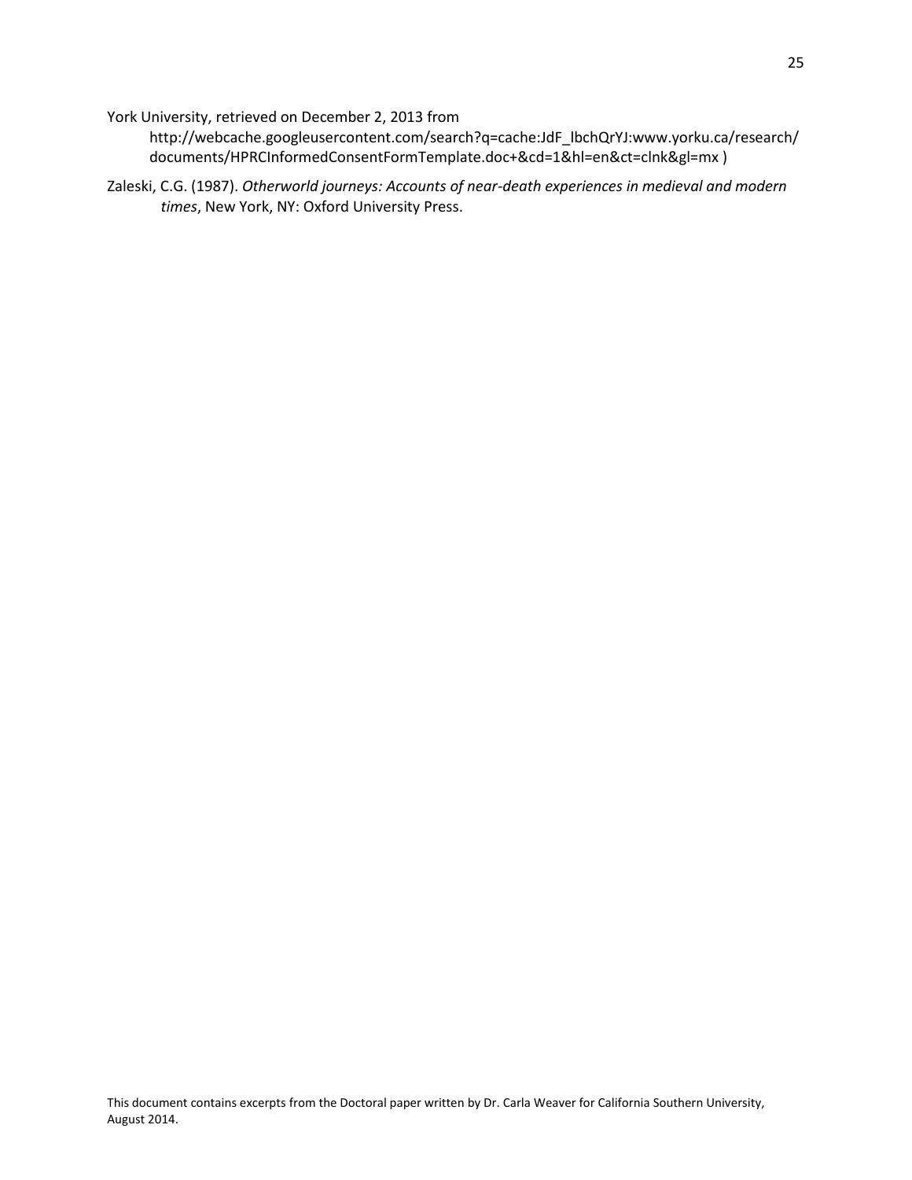York University, retrieved on December 2, 2013 from http://webcache.googleusercontent.com/search?q=cache:JdF_lbchQrYJ:www.yorku.ca/research/documents/HPRCInformedConsentFormTemplate.doc+&cd=1&hl=en&ct=clnk&gl=mx )

Zaleski, C.G. (1987). *Otherworld journeys: Accounts of near-death experiences in medieval and modern times*, New York, NY: Oxford University Press.

This document contains excerpts from the Doctoral paper written by Dr. Carla Weaver for California Southern University, August 2014.